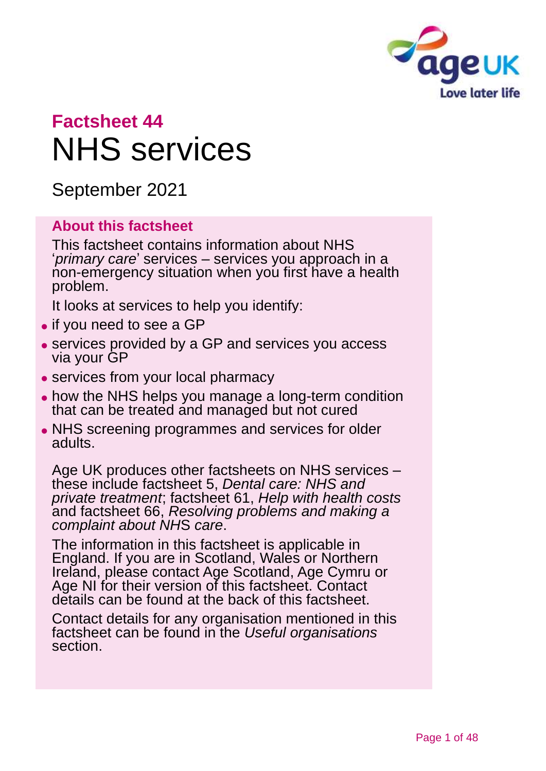**Factsheet 44**

# NHS services

September 2021

## About this factsheet

This factsheet contains information about NHS '*primary care*' services – services you approach in a non-emergency situation when you first have a health problem.

It looks at services to help you identify:

- if you need to see a GP
- services provided by a GP and services you access via your GP
- services from your local pharmacy
- how the NHS helps you manage a long-term condition that can be treated and managed but not cured
- NHS screening programmes and services for older adults.

Age UK produces other factsheets on NHS services – these include factsheet 5, *Dental care: NHS and private treatment*; factsheet 61, *Help with health costs* and factsheet 66, *Resolving problems and making a complaint about NHS care*.

The information in this factsheet is applicable in England. If you are in Scotland, Wales or Northern Ireland, please contact Age Scotland, Age Cymru or Age NI for their version of this factsheet. Contact details can be found at the back of this factsheet.

Contact details for any organisation mentioned in this factsheet can be found in the *Useful organisations* section.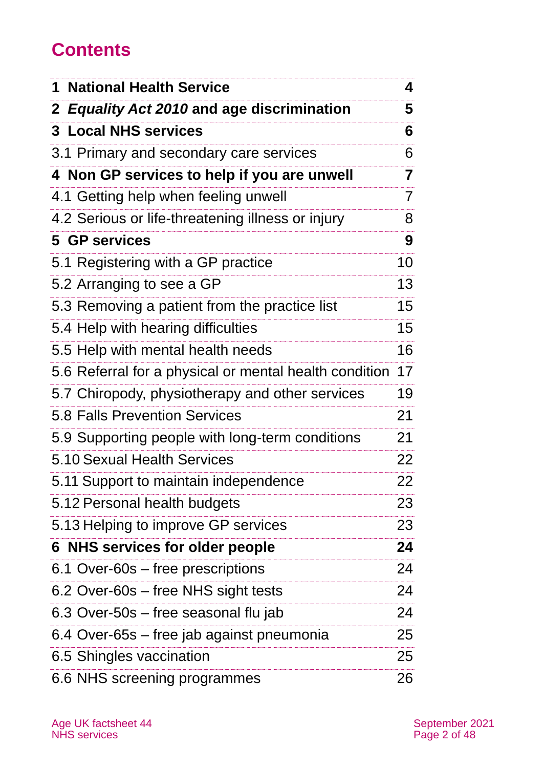# Contents

| | |
|---|---|
| **1 National Health Service** | **4** |
| **2 *Equality Act 2010* and age discrimination** | **5** |
| **3 Local NHS services** | **6** |
| 3.1 Primary and secondary care services | 6 |
| **4 Non GP services to help if you are unwell** | **7** |
| 4.1 Getting help when feeling unwell | 7 |
| 4.2 Serious or life-threatening illness or injury | 8 |
| **5 GP services** | **9** |
| 5.1 Registering with a GP practice | 10 |
| 5.2 Arranging to see a GP | 13 |
| 5.3 Removing a patient from the practice list | 15 |
| 5.4 Help with hearing difficulties | 15 |
| 5.5 Help with mental health needs | 16 |
| 5.6 Referral for a physical or mental health condition | 17 |
| 5.7 Chiropody, physiotherapy and other services | 19 |
| 5.8 Falls Prevention Services | 21 |
| 5.9 Supporting people with long-term conditions | 21 |
| 5.10 Sexual Health Services | 22 |
| 5.11 Support to maintain independence | 22 |
| 5.12 Personal health budgets | 23 |
| 5.13 Helping to improve GP services | 23 |
| **6 NHS services for older people** | **24** |
| 6.1 Over-60s – free prescriptions | 24 |
| 6.2 Over-60s – free NHS sight tests | 24 |
| 6.3 Over-50s – free seasonal flu jab | 24 |
| 6.4 Over-65s – free jab against pneumonia | 25 |
| 6.5 Shingles vaccination | 25 |
| 6.6 NHS screening programmes | 26 |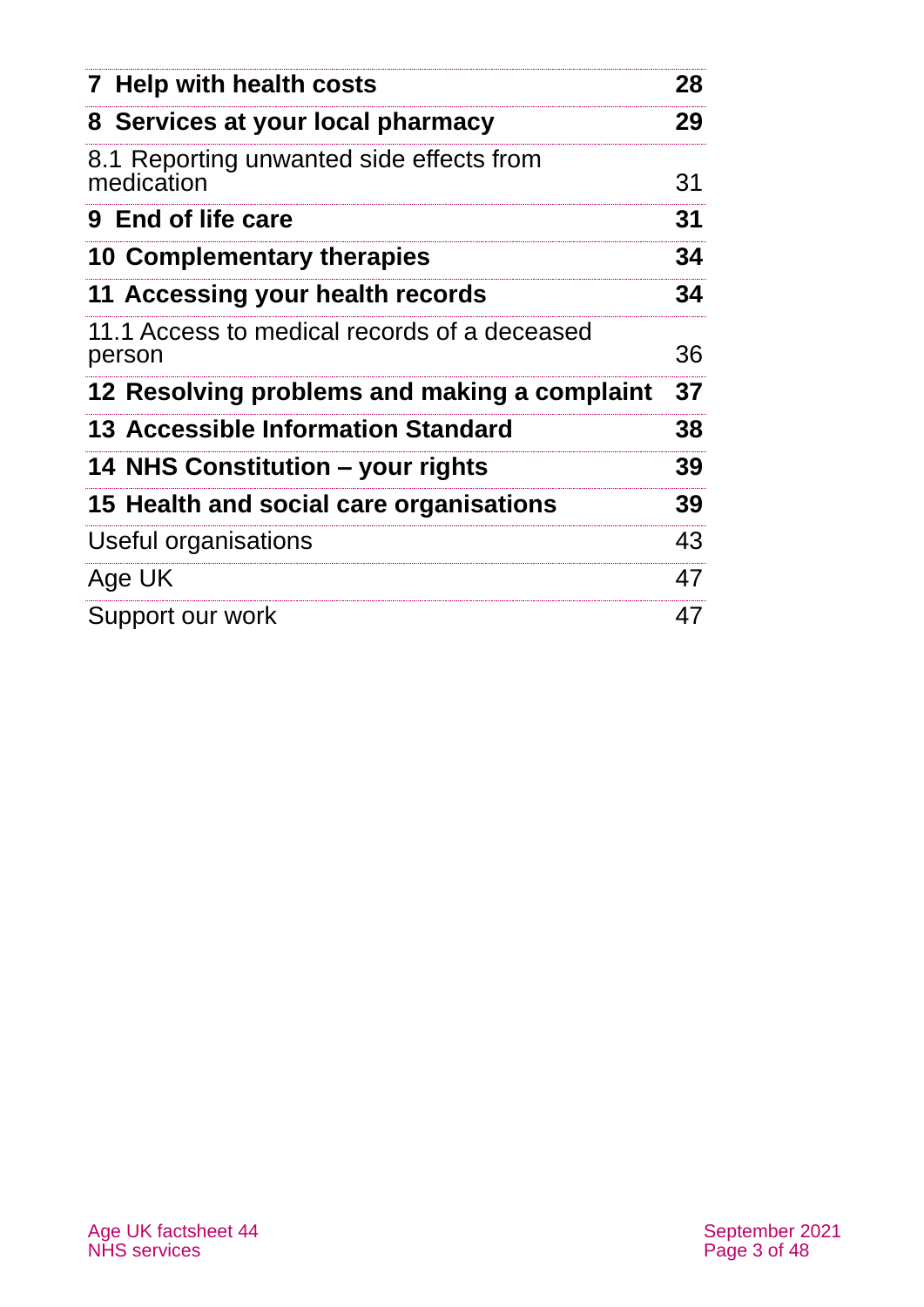| | |
|---|---|
| **7 Help with health costs** | **28** |
| **8 Services at your local pharmacy** | **29** |
| 8.1 Reporting unwanted side effects from medication | 31 |
| **9 End of life care** | **31** |
| **10 Complementary therapies** | **34** |
| **11 Accessing your health records** | **34** |
| 11.1 Access to medical records of a deceased person | 36 |
| **12 Resolving problems and making a complaint** | **37** |
| **13 Accessible Information Standard** | **38** |
| **14 NHS Constitution – your rights** | **39** |
| **15 Health and social care organisations** | **39** |
| Useful organisations | 43 |
| Age UK | 47 |
| Support our work | 47 |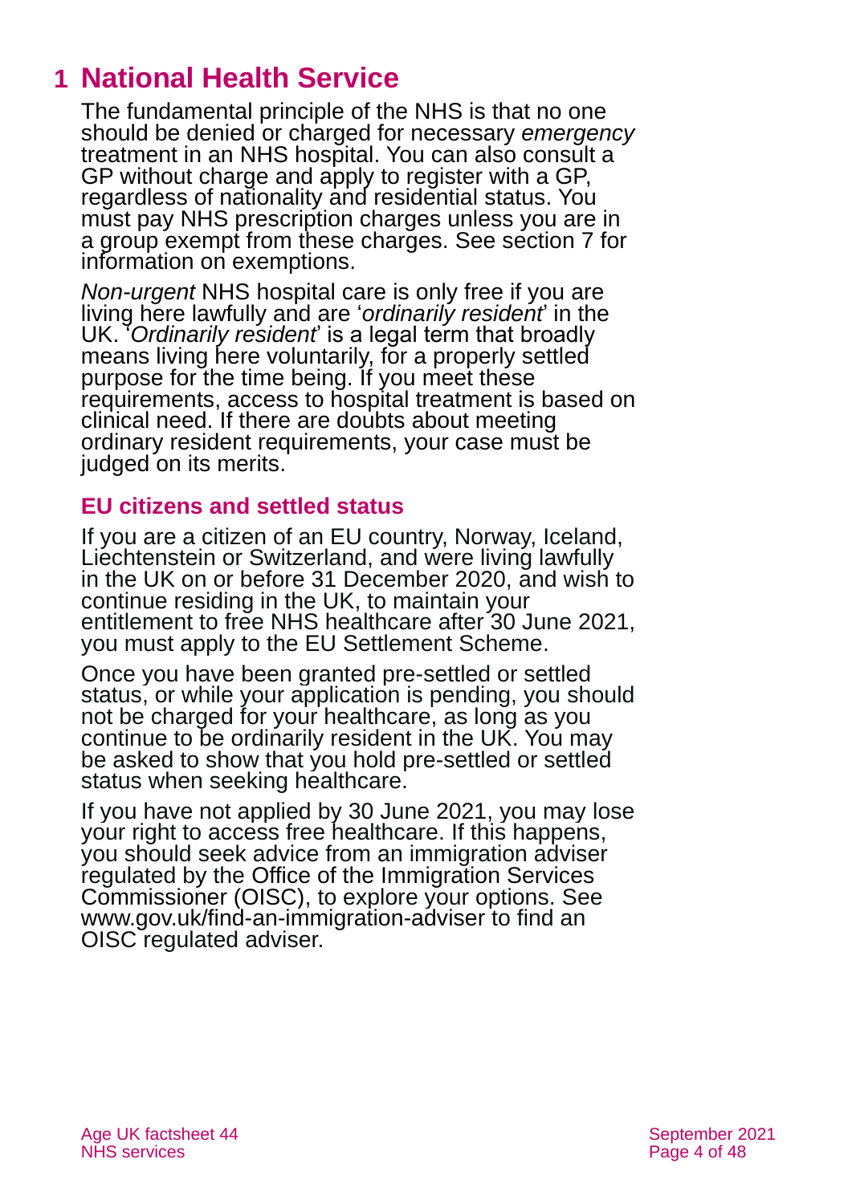# 1 National Health Service

The fundamental principle of the NHS is that no one should be denied or charged for necessary *emergency* treatment in an NHS hospital. You can also consult a GP without charge and apply to register with a GP, regardless of nationality and residential status. You must pay NHS prescription charges unless you are in a group exempt from these charges. See section 7 for information on exemptions.

*Non-urgent* NHS hospital care is only free if you are living here lawfully and are '*ordinarily resident*' in the UK. '*Ordinarily resident*' is a legal term that broadly means living here voluntarily, for a properly settled purpose for the time being. If you meet these requirements, access to hospital treatment is based on clinical need. If there are doubts about meeting ordinary resident requirements, your case must be judged on its merits.

## EU citizens and settled status

If you are a citizen of an EU country, Norway, Iceland, Liechtenstein or Switzerland, and were living lawfully in the UK on or before 31 December 2020, and wish to continue residing in the UK, to maintain your entitlement to free NHS healthcare after 30 June 2021, you must apply to the EU Settlement Scheme.

Once you have been granted pre-settled or settled status, or while your application is pending, you should not be charged for your healthcare, as long as you continue to be ordinarily resident in the UK. You may be asked to show that you hold pre-settled or settled status when seeking healthcare.

If you have not applied by 30 June 2021, you may lose your right to access free healthcare. If this happens, you should seek advice from an immigration adviser regulated by the Office of the Immigration Services Commissioner (OISC), to explore your options. See www.gov.uk/find-an-immigration-adviser to find an OISC regulated adviser.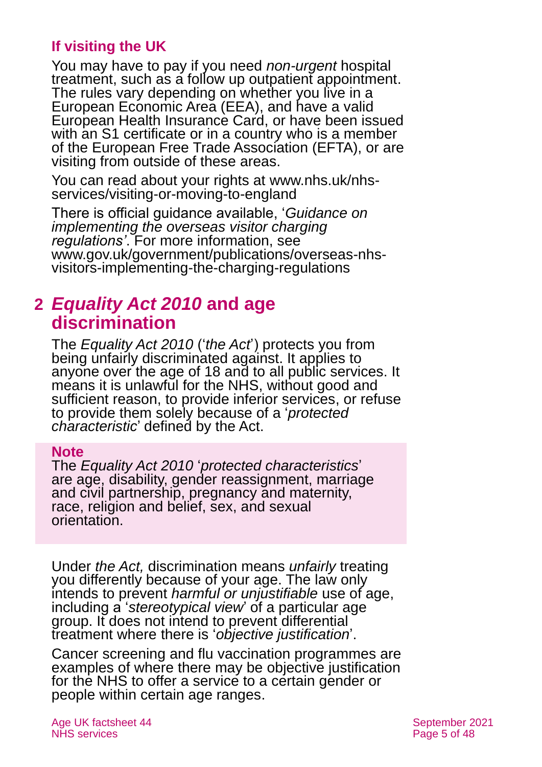### If visiting the UK

You may have to pay if you need *non-urgent* hospital treatment, such as a follow up outpatient appointment. The rules vary depending on whether you live in a European Economic Area (EEA), and have a valid European Health Insurance Card, or have been issued with an S1 certificate or in a country who is a member of the European Free Trade Association (EFTA), or are visiting from outside of these areas.

You can read about your rights at www.nhs.uk/nhs-services/visiting-or-moving-to-england

There is official guidance available, '*Guidance on implementing the overseas visitor charging regulations'*. For more information, see www.gov.uk/government/publications/overseas-nhs-visitors-implementing-the-charging-regulations

## 2 *Equality Act 2010* and age discrimination

The *Equality Act 2010* ('*the Act*') protects you from being unfairly discriminated against. It applies to anyone over the age of 18 and to all public services. It means it is unlawful for the NHS, without good and sufficient reason, to provide inferior services, or refuse to provide them solely because of a '*protected characteristic*' defined by the Act.

**Note**
The *Equality Act 2010* '*protected characteristics*' are age, disability, gender reassignment, marriage and civil partnership, pregnancy and maternity, race, religion and belief, sex, and sexual orientation.

Under *the Act,* discrimination means *unfairly* treating you differently because of your age. The law only intends to prevent *harmful or unjustifiable* use of age, including a '*stereotypical view*' of a particular age group. It does not intend to prevent differential treatment where there is '*objective justification*'.

Cancer screening and flu vaccination programmes are examples of where there may be objective justification for the NHS to offer a service to a certain gender or people within certain age ranges.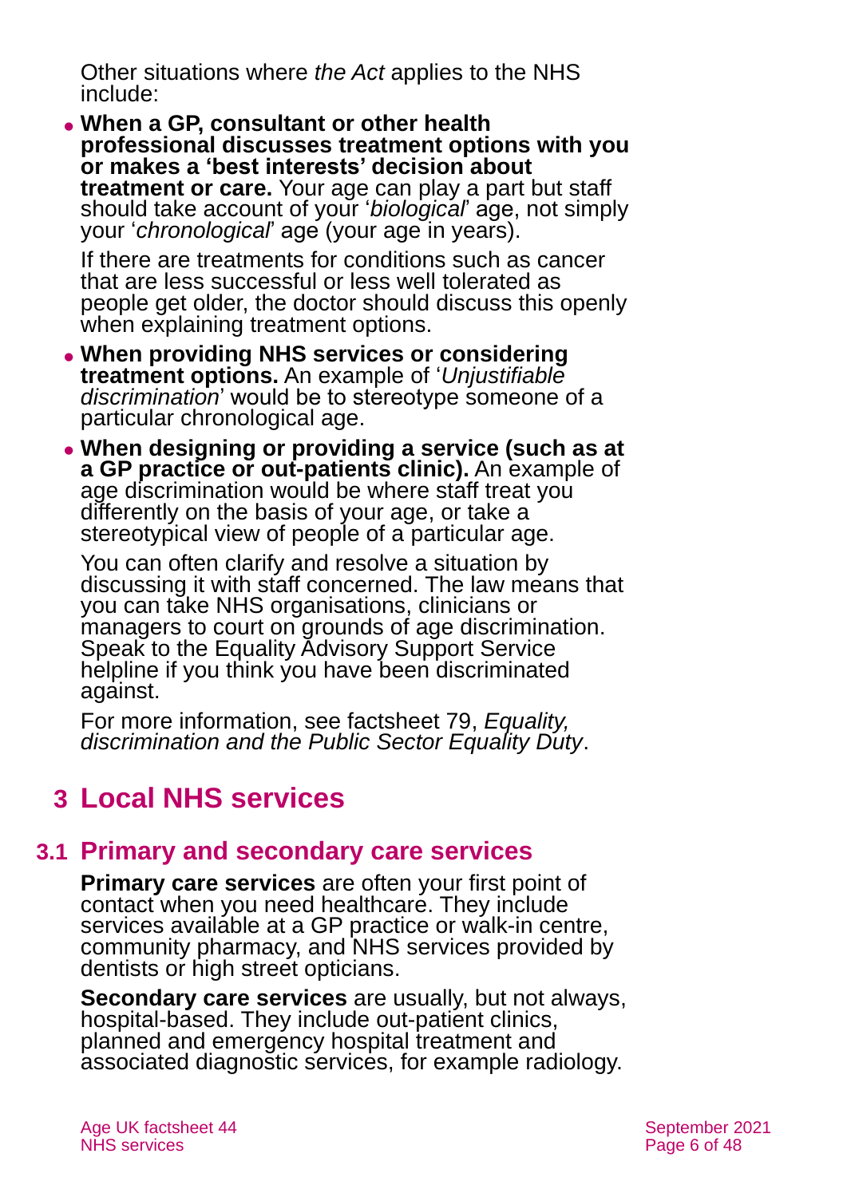Other situations where *the Act* applies to the NHS include:

- **When a GP, consultant or other health professional discusses treatment options with you or makes a 'best interests' decision about treatment or care.** Your age can play a part but staff should take account of your '*biological*' age, not simply your '*chronological*' age (your age in years).

  If there are treatments for conditions such as cancer that are less successful or less well tolerated as people get older, the doctor should discuss this openly when explaining treatment options.

- **When providing NHS services or considering treatment options.** An example of '*Unjustifiable discrimination*' would be to stereotype someone of a particular chronological age.

- **When designing or providing a service (such as at a GP practice or out-patients clinic).** An example of age discrimination would be where staff treat you differently on the basis of your age, or take a stereotypical view of people of a particular age.

  You can often clarify and resolve a situation by discussing it with staff concerned. The law means that you can take NHS organisations, clinicians or managers to court on grounds of age discrimination. Speak to the Equality Advisory Support Service helpline if you think you have been discriminated against.

  For more information, see factsheet 79, *Equality, discrimination and the Public Sector Equality Duty*.

# 3 Local NHS services

## 3.1 Primary and secondary care services

**Primary care services** are often your first point of contact when you need healthcare. They include services available at a GP practice or walk-in centre, community pharmacy, and NHS services provided by dentists or high street opticians.

**Secondary care services** are usually, but not always, hospital-based. They include out-patient clinics, planned and emergency hospital treatment and associated diagnostic services, for example radiology.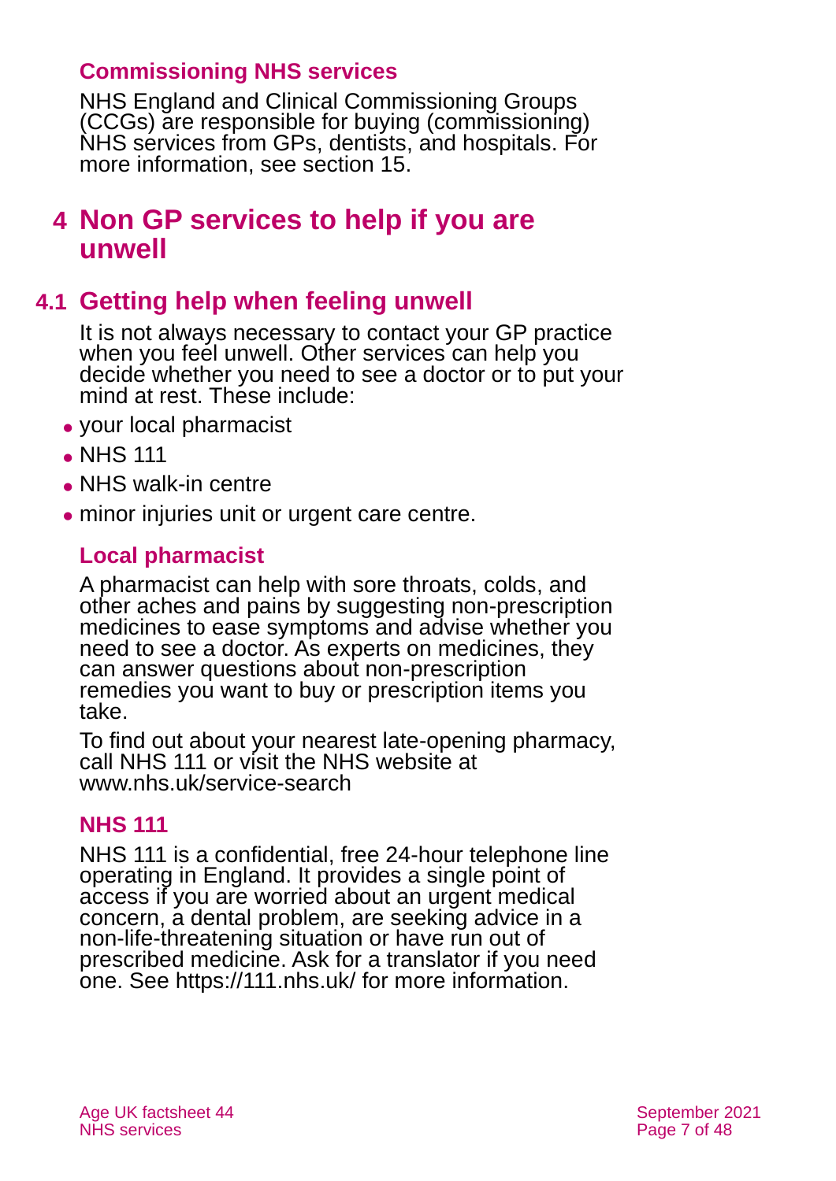### Commissioning NHS services

NHS England and Clinical Commissioning Groups (CCGs) are responsible for buying (commissioning) NHS services from GPs, dentists, and hospitals. For more information, see section 15.

# 4 Non GP services to help if you are unwell

## 4.1 Getting help when feeling unwell

It is not always necessary to contact your GP practice when you feel unwell. Other services can help you decide whether you need to see a doctor or to put your mind at rest. These include:

- your local pharmacist
- NHS 111
- NHS walk-in centre
- minor injuries unit or urgent care centre.

### Local pharmacist

A pharmacist can help with sore throats, colds, and other aches and pains by suggesting non-prescription medicines to ease symptoms and advise whether you need to see a doctor. As experts on medicines, they can answer questions about non-prescription remedies you want to buy or prescription items you take.

To find out about your nearest late-opening pharmacy, call NHS 111 or visit the NHS website at www.nhs.uk/service-search

### NHS 111

NHS 111 is a confidential, free 24-hour telephone line operating in England. It provides a single point of access if you are worried about an urgent medical concern, a dental problem, are seeking advice in a non-life-threatening situation or have run out of prescribed medicine. Ask for a translator if you need one. See https://111.nhs.uk/ for more information.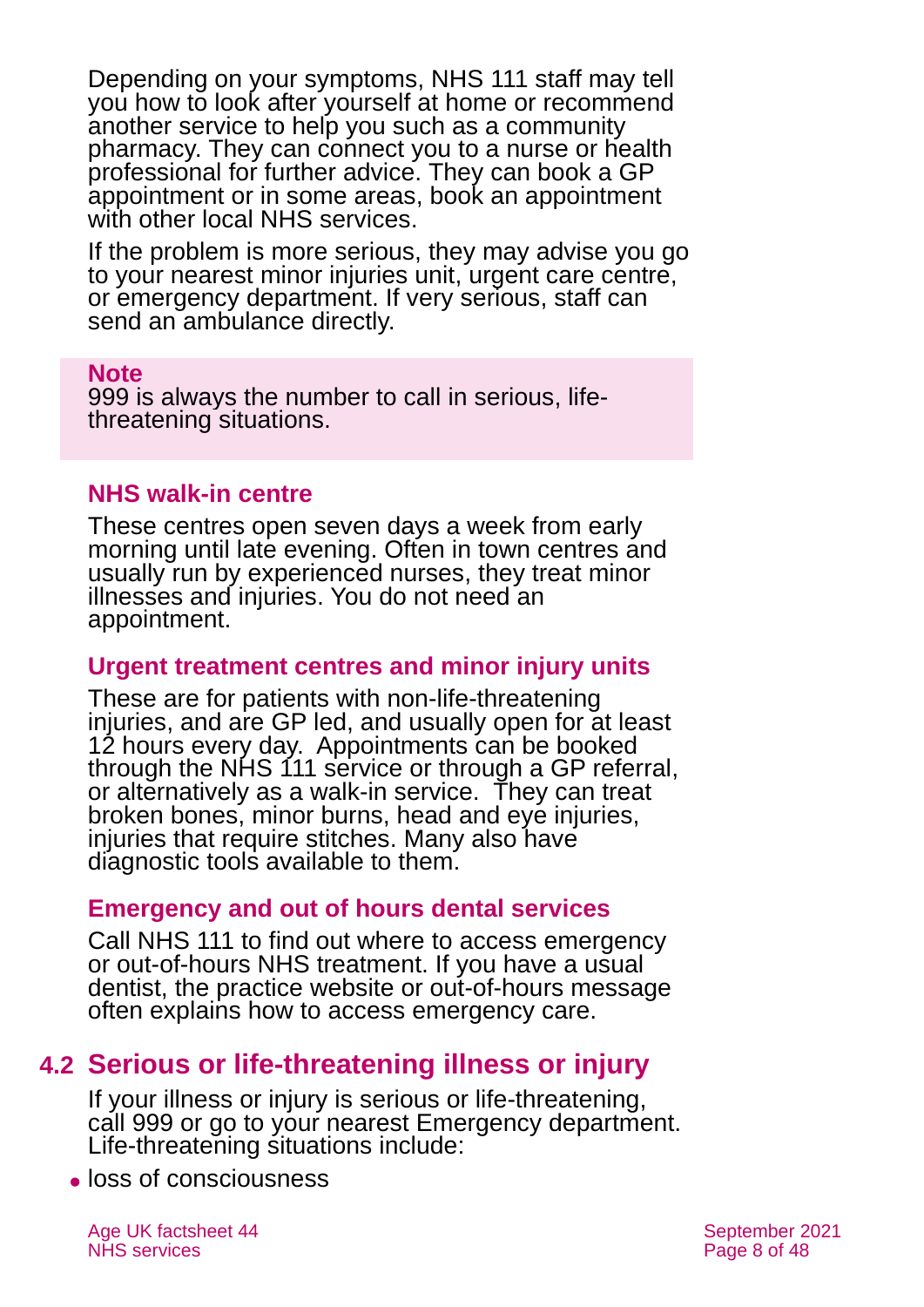Depending on your symptoms, NHS 111 staff may tell you how to look after yourself at home or recommend another service to help you such as a community pharmacy. They can connect you to a nurse or health professional for further advice. They can book a GP appointment or in some areas, book an appointment with other local NHS services.

If the problem is more serious, they may advise you go to your nearest minor injuries unit, urgent care centre, or emergency department. If very serious, staff can send an ambulance directly.

> **Note**
> 999 is always the number to call in serious, life-threatening situations.

### NHS walk-in centre

These centres open seven days a week from early morning until late evening. Often in town centres and usually run by experienced nurses, they treat minor illnesses and injuries. You do not need an appointment.

### Urgent treatment centres and minor injury units

These are for patients with non-life-threatening injuries, and are GP led, and usually open for at least 12 hours every day. Appointments can be booked through the NHS 111 service or through a GP referral, or alternatively as a walk-in service. They can treat broken bones, minor burns, head and eye injuries, injuries that require stitches. Many also have diagnostic tools available to them.

### Emergency and out of hours dental services

Call NHS 111 to find out where to access emergency or out-of-hours NHS treatment. If you have a usual dentist, the practice website or out-of-hours message often explains how to access emergency care.

## 4.2 Serious or life-threatening illness or injury

If your illness or injury is serious or life-threatening, call 999 or go to your nearest Emergency department. Life-threatening situations include:

- loss of consciousness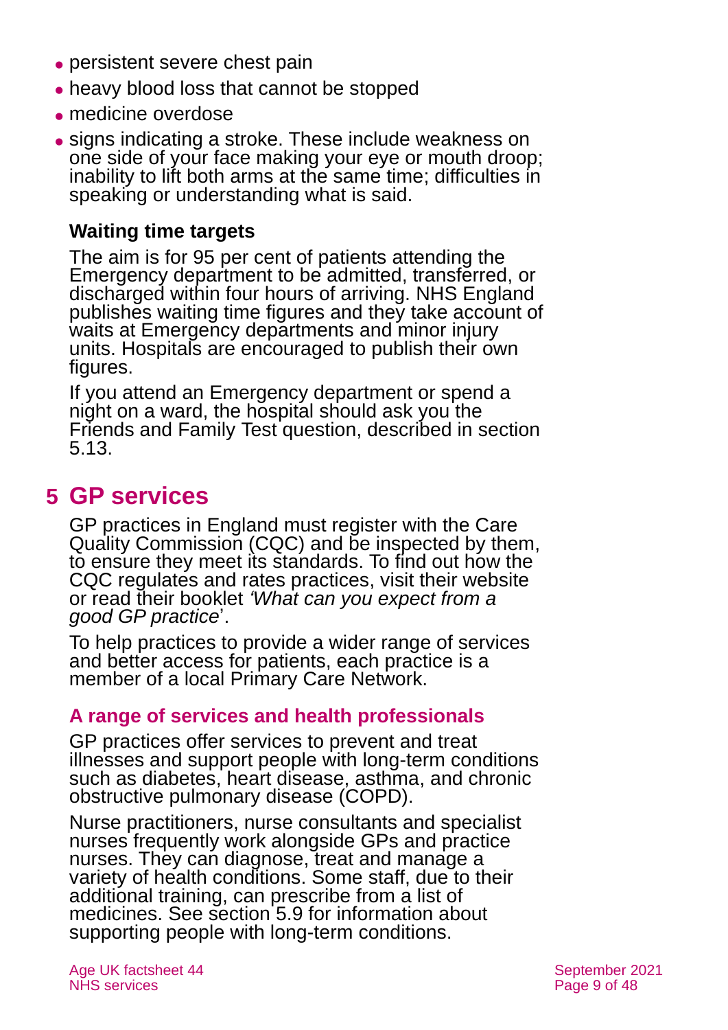- persistent severe chest pain
- heavy blood loss that cannot be stopped
- medicine overdose
- signs indicating a stroke. These include weakness on one side of your face making your eye or mouth droop; inability to lift both arms at the same time; difficulties in speaking or understanding what is said.

**Waiting time targets**

The aim is for 95 per cent of patients attending the Emergency department to be admitted, transferred, or discharged within four hours of arriving. NHS England publishes waiting time figures and they take account of waits at Emergency departments and minor injury units. Hospitals are encouraged to publish their own figures.

If you attend an Emergency department or spend a night on a ward, the hospital should ask you the Friends and Family Test question, described in section 5.13.

# 5 GP services

GP practices in England must register with the Care Quality Commission (CQC) and be inspected by them, to ensure they meet its standards. To find out how the CQC regulates and rates practices, visit their website or read their booklet *'What can you expect from a good GP practice*'.

To help practices to provide a wider range of services and better access for patients, each practice is a member of a local Primary Care Network.

## A range of services and health professionals

GP practices offer services to prevent and treat illnesses and support people with long-term conditions such as diabetes, heart disease, asthma, and chronic obstructive pulmonary disease (COPD).

Nurse practitioners, nurse consultants and specialist nurses frequently work alongside GPs and practice nurses. They can diagnose, treat and manage a variety of health conditions. Some staff, due to their additional training, can prescribe from a list of medicines. See section 5.9 for information about supporting people with long-term conditions.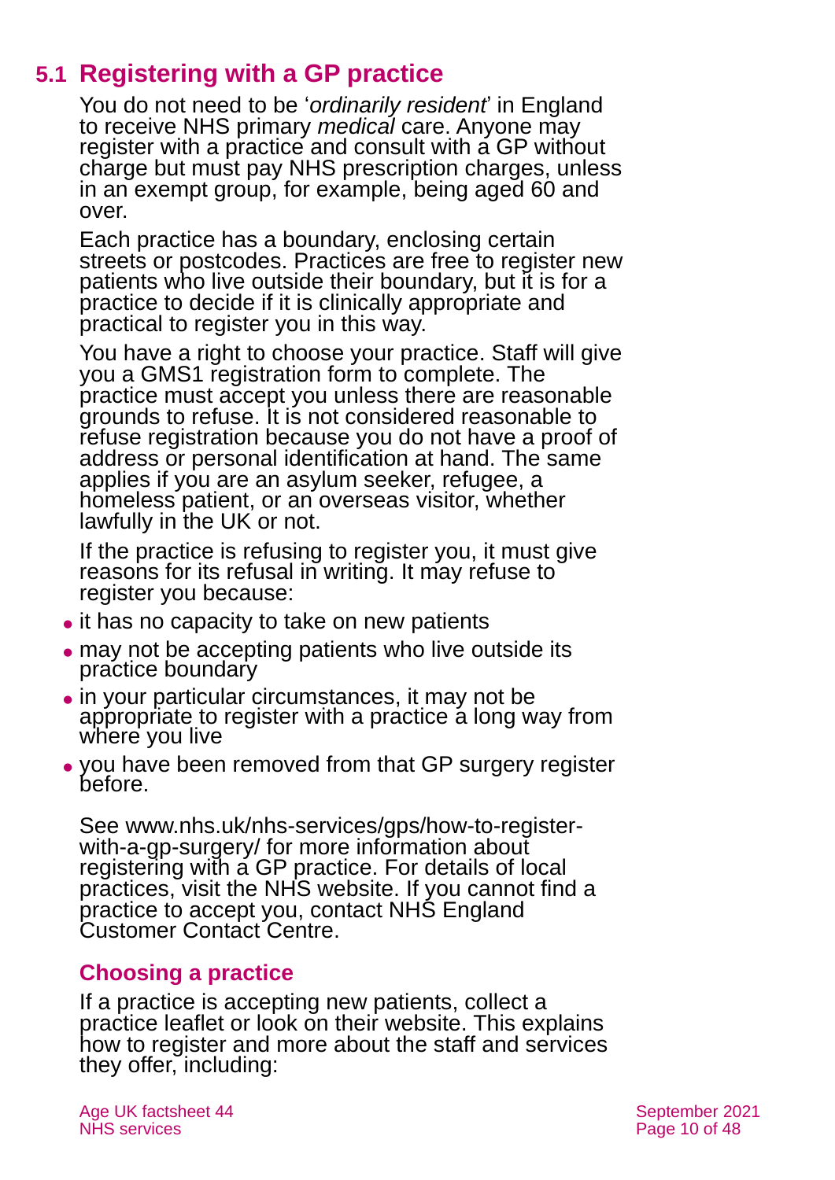## 5.1 Registering with a GP practice

You do not need to be '*ordinarily resident*' in England to receive NHS primary *medical* care. Anyone may register with a practice and consult with a GP without charge but must pay NHS prescription charges, unless in an exempt group, for example, being aged 60 and over.

Each practice has a boundary, enclosing certain streets or postcodes. Practices are free to register new patients who live outside their boundary, but it is for a practice to decide if it is clinically appropriate and practical to register you in this way.

You have a right to choose your practice. Staff will give you a GMS1 registration form to complete. The practice must accept you unless there are reasonable grounds to refuse. It is not considered reasonable to refuse registration because you do not have a proof of address or personal identification at hand. The same applies if you are an asylum seeker, refugee, a homeless patient, or an overseas visitor, whether lawfully in the UK or not.

If the practice is refusing to register you, it must give reasons for its refusal in writing. It may refuse to register you because:

- it has no capacity to take on new patients
- may not be accepting patients who live outside its practice boundary
- in your particular circumstances, it may not be appropriate to register with a practice a long way from where you live
- you have been removed from that GP surgery register before.

See www.nhs.uk/nhs-services/gps/how-to-register-with-a-gp-surgery/ for more information about registering with a GP practice. For details of local practices, visit the NHS website. If you cannot find a practice to accept you, contact NHS England Customer Contact Centre.

### Choosing a practice

If a practice is accepting new patients, collect a practice leaflet or look on their website. This explains how to register and more about the staff and services they offer, including: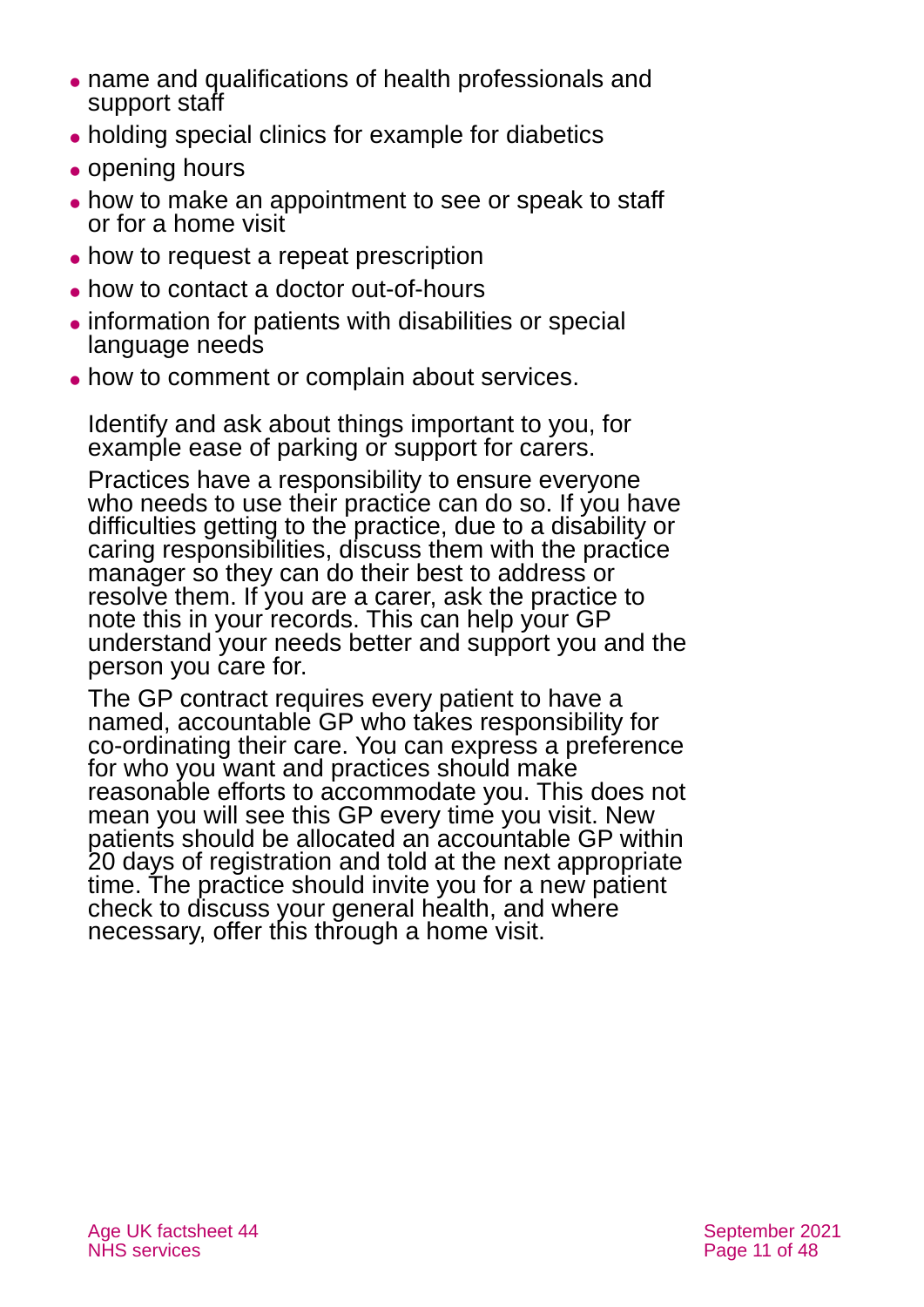- name and qualifications of health professionals and support staff
- holding special clinics for example for diabetics
- opening hours
- how to make an appointment to see or speak to staff or for a home visit
- how to request a repeat prescription
- how to contact a doctor out-of-hours
- information for patients with disabilities or special language needs
- how to comment or complain about services.

Identify and ask about things important to you, for example ease of parking or support for carers.

Practices have a responsibility to ensure everyone who needs to use their practice can do so. If you have difficulties getting to the practice, due to a disability or caring responsibilities, discuss them with the practice manager so they can do their best to address or resolve them. If you are a carer, ask the practice to note this in your records. This can help your GP understand your needs better and support you and the person you care for.

The GP contract requires every patient to have a named, accountable GP who takes responsibility for co-ordinating their care. You can express a preference for who you want and practices should make reasonable efforts to accommodate you. This does not mean you will see this GP every time you visit. New patients should be allocated an accountable GP within 20 days of registration and told at the next appropriate time. The practice should invite you for a new patient check to discuss your general health, and where necessary, offer this through a home visit.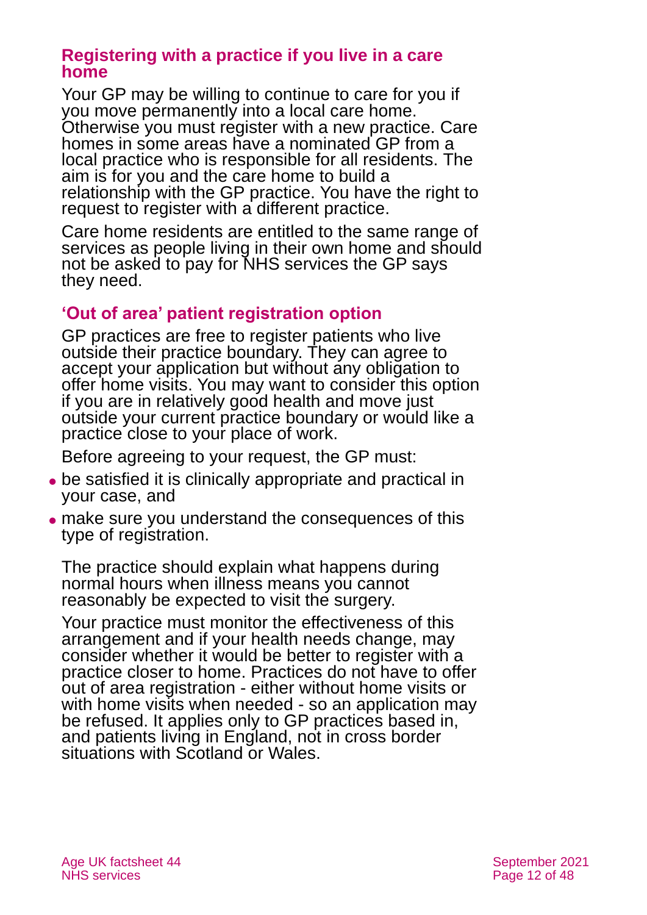### Registering with a practice if you live in a care home

Your GP may be willing to continue to care for you if you move permanently into a local care home. Otherwise you must register with a new practice. Care homes in some areas have a nominated GP from a local practice who is responsible for all residents. The aim is for you and the care home to build a relationship with the GP practice. You have the right to request to register with a different practice.

Care home residents are entitled to the same range of services as people living in their own home and should not be asked to pay for NHS services the GP says they need.

### 'Out of area' patient registration option

GP practices are free to register patients who live outside their practice boundary. They can agree to accept your application but without any obligation to offer home visits. You may want to consider this option if you are in relatively good health and move just outside your current practice boundary or would like a practice close to your place of work.

Before agreeing to your request, the GP must:

- be satisfied it is clinically appropriate and practical in your case, and
- make sure you understand the consequences of this type of registration.

The practice should explain what happens during normal hours when illness means you cannot reasonably be expected to visit the surgery.

Your practice must monitor the effectiveness of this arrangement and if your health needs change, may consider whether it would be better to register with a practice closer to home. Practices do not have to offer out of area registration - either without home visits or with home visits when needed - so an application may be refused. It applies only to GP practices based in, and patients living in England, not in cross border situations with Scotland or Wales.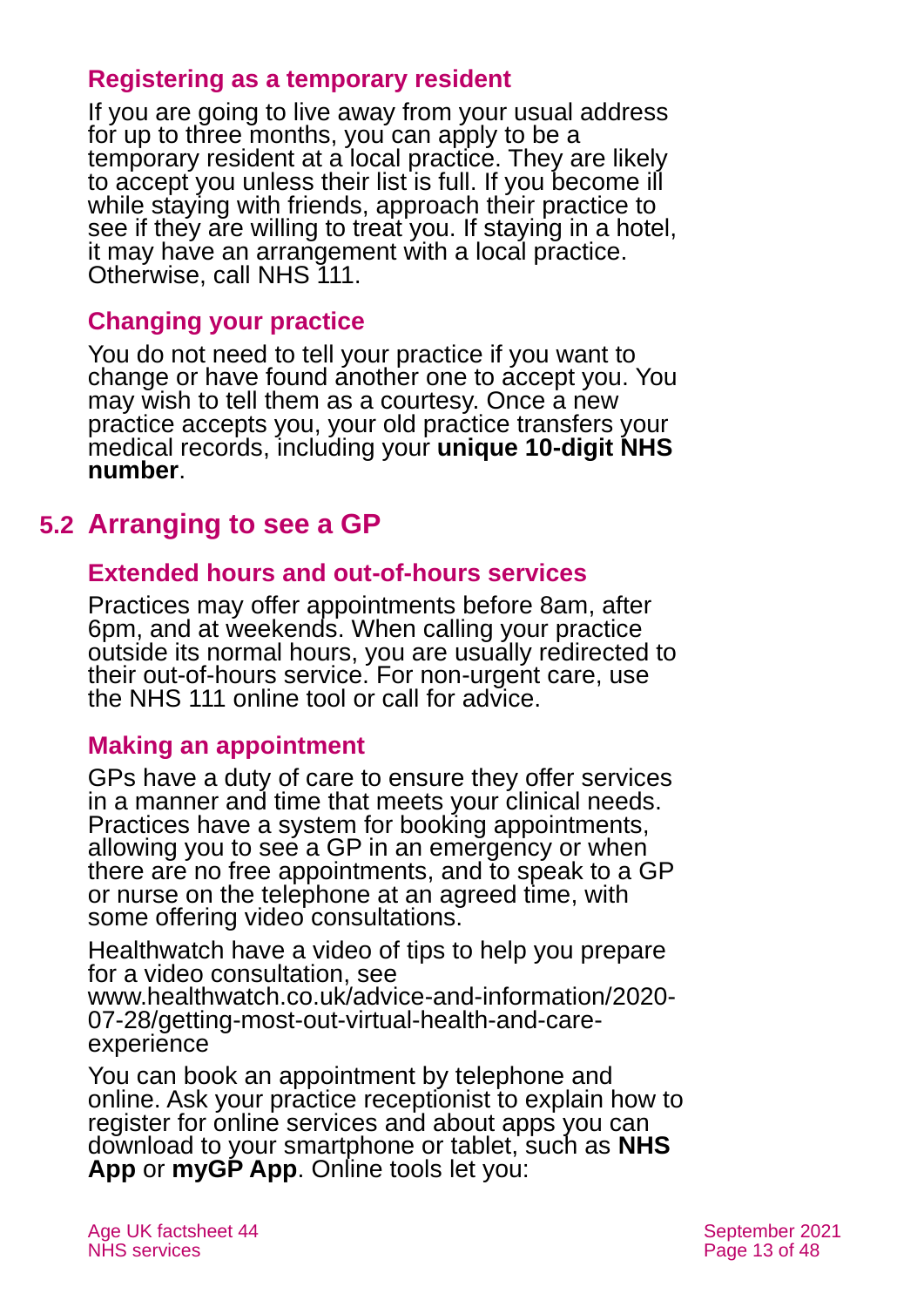### Registering as a temporary resident

If you are going to live away from your usual address for up to three months, you can apply to be a temporary resident at a local practice. They are likely to accept you unless their list is full. If you become ill while staying with friends, approach their practice to see if they are willing to treat you. If staying in a hotel, it may have an arrangement with a local practice. Otherwise, call NHS 111.

### Changing your practice

You do not need to tell your practice if you want to change or have found another one to accept you. You may wish to tell them as a courtesy. Once a new practice accepts you, your old practice transfers your medical records, including your **unique 10-digit NHS number**.

## 5.2 Arranging to see a GP

### Extended hours and out-of-hours services

Practices may offer appointments before 8am, after 6pm, and at weekends. When calling your practice outside its normal hours, you are usually redirected to their out-of-hours service. For non-urgent care, use the NHS 111 online tool or call for advice.

### Making an appointment

GPs have a duty of care to ensure they offer services in a manner and time that meets your clinical needs. Practices have a system for booking appointments, allowing you to see a GP in an emergency or when there are no free appointments, and to speak to a GP or nurse on the telephone at an agreed time, with some offering video consultations.

Healthwatch have a video of tips to help you prepare for a video consultation, see www.healthwatch.co.uk/advice-and-information/2020-07-28/getting-most-out-virtual-health-and-care-experience

You can book an appointment by telephone and online. Ask your practice receptionist to explain how to register for online services and about apps you can download to your smartphone or tablet, such as **NHS App** or **myGP App**. Online tools let you: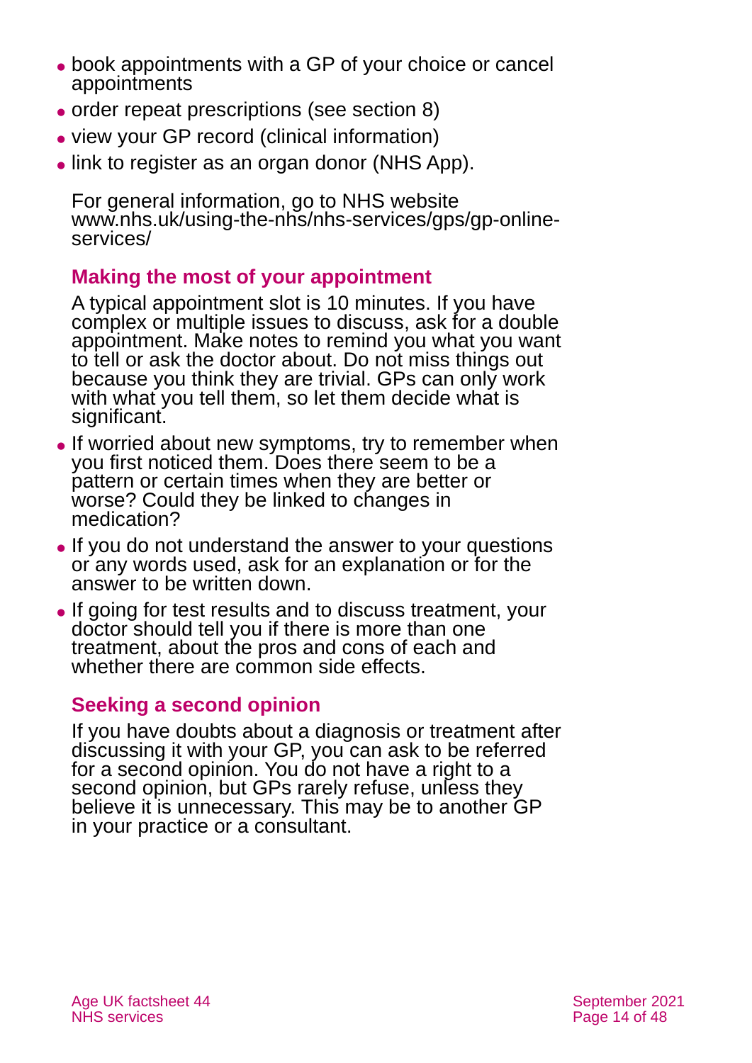- book appointments with a GP of your choice or cancel appointments
- order repeat prescriptions (see section 8)
- view your GP record (clinical information)
- link to register as an organ donor (NHS App).

For general information, go to NHS website www.nhs.uk/using-the-nhs/nhs-services/gps/gp-online-services/

### Making the most of your appointment

A typical appointment slot is 10 minutes. If you have complex or multiple issues to discuss, ask for a double appointment. Make notes to remind you what you want to tell or ask the doctor about. Do not miss things out because you think they are trivial. GPs can only work with what you tell them, so let them decide what is significant.

- If worried about new symptoms, try to remember when you first noticed them. Does there seem to be a pattern or certain times when they are better or worse? Could they be linked to changes in medication?
- If you do not understand the answer to your questions or any words used, ask for an explanation or for the answer to be written down.
- If going for test results and to discuss treatment, your doctor should tell you if there is more than one treatment, about the pros and cons of each and whether there are common side effects.

### Seeking a second opinion

If you have doubts about a diagnosis or treatment after discussing it with your GP, you can ask to be referred for a second opinion. You do not have a right to a second opinion, but GPs rarely refuse, unless they believe it is unnecessary. This may be to another GP in your practice or a consultant.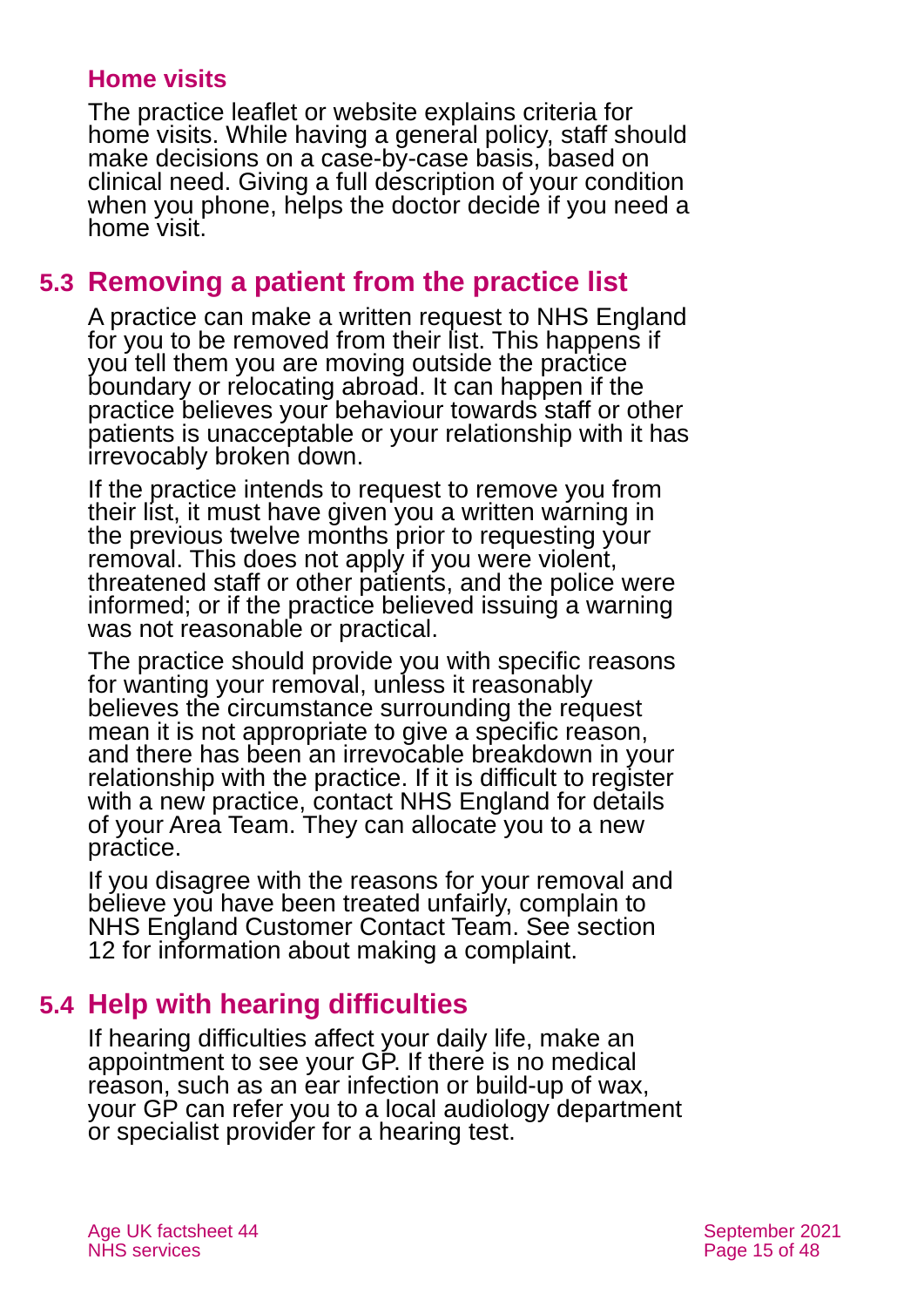### Home visits

The practice leaflet or website explains criteria for home visits. While having a general policy, staff should make decisions on a case-by-case basis, based on clinical need. Giving a full description of your condition when you phone, helps the doctor decide if you need a home visit.

## 5.3 Removing a patient from the practice list

A practice can make a written request to NHS England for you to be removed from their list. This happens if you tell them you are moving outside the practice boundary or relocating abroad. It can happen if the practice believes your behaviour towards staff or other patients is unacceptable or your relationship with it has irrevocably broken down.

If the practice intends to request to remove you from their list, it must have given you a written warning in the previous twelve months prior to requesting your removal. This does not apply if you were violent, threatened staff or other patients, and the police were informed; or if the practice believed issuing a warning was not reasonable or practical.

The practice should provide you with specific reasons for wanting your removal, unless it reasonably believes the circumstance surrounding the request mean it is not appropriate to give a specific reason, and there has been an irrevocable breakdown in your relationship with the practice. If it is difficult to register with a new practice, contact NHS England for details of your Area Team. They can allocate you to a new practice.

If you disagree with the reasons for your removal and believe you have been treated unfairly, complain to NHS England Customer Contact Team. See section 12 for information about making a complaint.

## 5.4 Help with hearing difficulties

If hearing difficulties affect your daily life, make an appointment to see your GP. If there is no medical reason, such as an ear infection or build-up of wax, your GP can refer you to a local audiology department or specialist provider for a hearing test.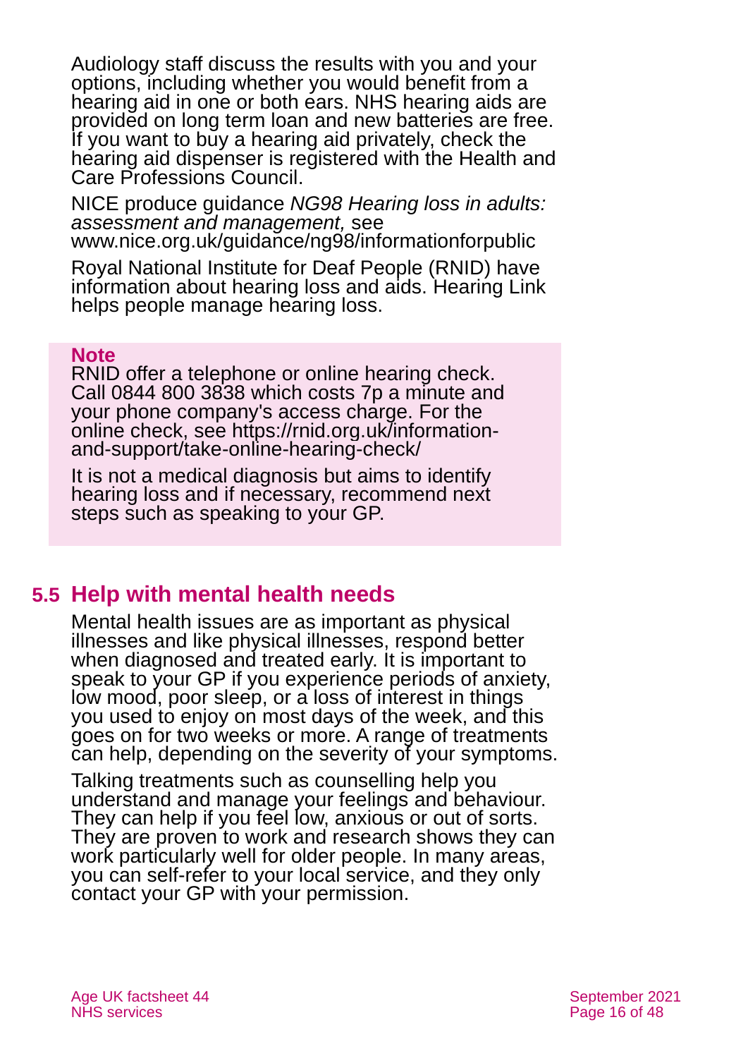Audiology staff discuss the results with you and your options, including whether you would benefit from a hearing aid in one or both ears. NHS hearing aids are provided on long term loan and new batteries are free. If you want to buy a hearing aid privately, check the hearing aid dispenser is registered with the Health and Care Professions Council.

NICE produce guidance *NG98 Hearing loss in adults: assessment and management,* see www.nice.org.uk/guidance/ng98/informationforpublic

Royal National Institute for Deaf People (RNID) have information about hearing loss and aids. Hearing Link helps people manage hearing loss.

**Note**

RNID offer a telephone or online hearing check. Call 0844 800 3838 which costs 7p a minute and your phone company's access charge. For the online check, see https://rnid.org.uk/information-and-support/take-online-hearing-check/

It is not a medical diagnosis but aims to identify hearing loss and if necessary, recommend next steps such as speaking to your GP.

## 5.5 Help with mental health needs

Mental health issues are as important as physical illnesses and like physical illnesses, respond better when diagnosed and treated early. It is important to speak to your GP if you experience periods of anxiety, low mood, poor sleep, or a loss of interest in things you used to enjoy on most days of the week, and this goes on for two weeks or more. A range of treatments can help, depending on the severity of your symptoms.

Talking treatments such as counselling help you understand and manage your feelings and behaviour. They can help if you feel low, anxious or out of sorts. They are proven to work and research shows they can work particularly well for older people. In many areas, you can self-refer to your local service, and they only contact your GP with your permission.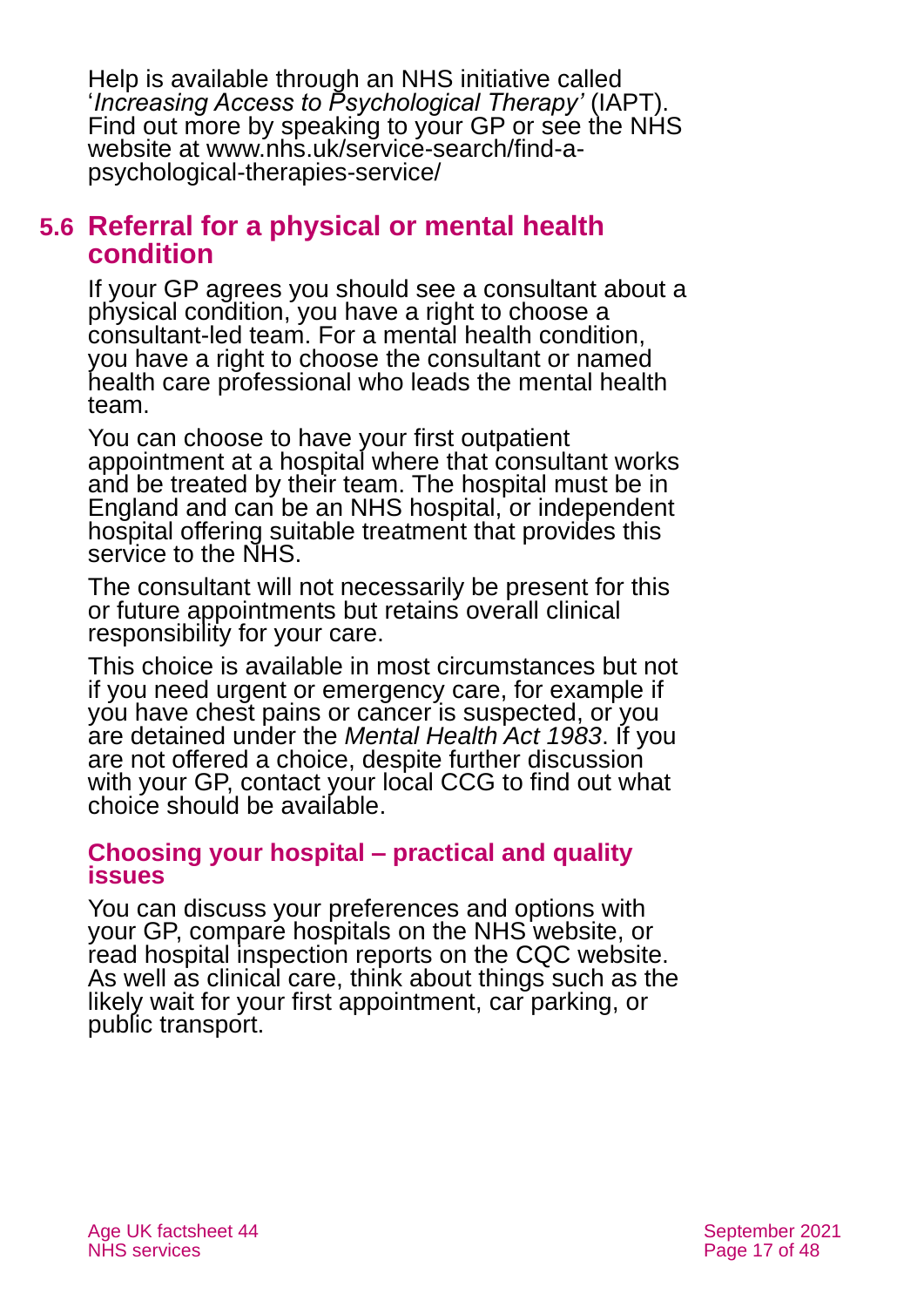Help is available through an NHS initiative called '*Increasing Access to Psychological Therapy'* (IAPT). Find out more by speaking to your GP or see the NHS website at www.nhs.uk/service-search/find-a-psychological-therapies-service/

## 5.6 Referral for a physical or mental health condition

If your GP agrees you should see a consultant about a physical condition, you have a right to choose a consultant-led team. For a mental health condition, you have a right to choose the consultant or named health care professional who leads the mental health team.

You can choose to have your first outpatient appointment at a hospital where that consultant works and be treated by their team. The hospital must be in England and can be an NHS hospital, or independent hospital offering suitable treatment that provides this service to the NHS.

The consultant will not necessarily be present for this or future appointments but retains overall clinical responsibility for your care.

This choice is available in most circumstances but not if you need urgent or emergency care, for example if you have chest pains or cancer is suspected, or you are detained under the *Mental Health Act 1983*. If you are not offered a choice, despite further discussion with your GP, contact your local CCG to find out what choice should be available.

### Choosing your hospital – practical and quality issues

You can discuss your preferences and options with your GP, compare hospitals on the NHS website, or read hospital inspection reports on the CQC website. As well as clinical care, think about things such as the likely wait for your first appointment, car parking, or public transport.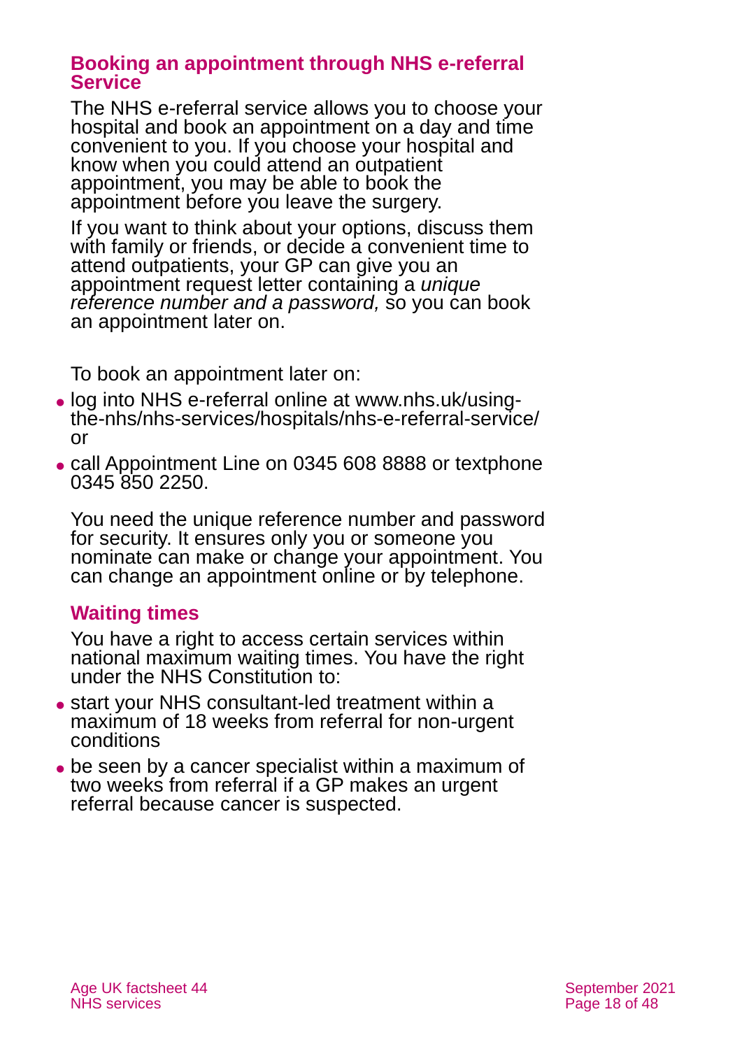### Booking an appointment through NHS e-referral Service

The NHS e-referral service allows you to choose your hospital and book an appointment on a day and time convenient to you. If you choose your hospital and know when you could attend an outpatient appointment, you may be able to book the appointment before you leave the surgery.

If you want to think about your options, discuss them with family or friends, or decide a convenient time to attend outpatients, your GP can give you an appointment request letter containing a *unique reference number and a password,* so you can book an appointment later on.

To book an appointment later on:

- log into NHS e-referral online at www.nhs.uk/using-the-nhs/nhs-services/hospitals/nhs-e-referral-service/ or
- call Appointment Line on 0345 608 8888 or textphone 0345 850 2250.

You need the unique reference number and password for security. It ensures only you or someone you nominate can make or change your appointment. You can change an appointment online or by telephone.

### Waiting times

You have a right to access certain services within national maximum waiting times. You have the right under the NHS Constitution to:

- start your NHS consultant-led treatment within a maximum of 18 weeks from referral for non-urgent conditions
- be seen by a cancer specialist within a maximum of two weeks from referral if a GP makes an urgent referral because cancer is suspected.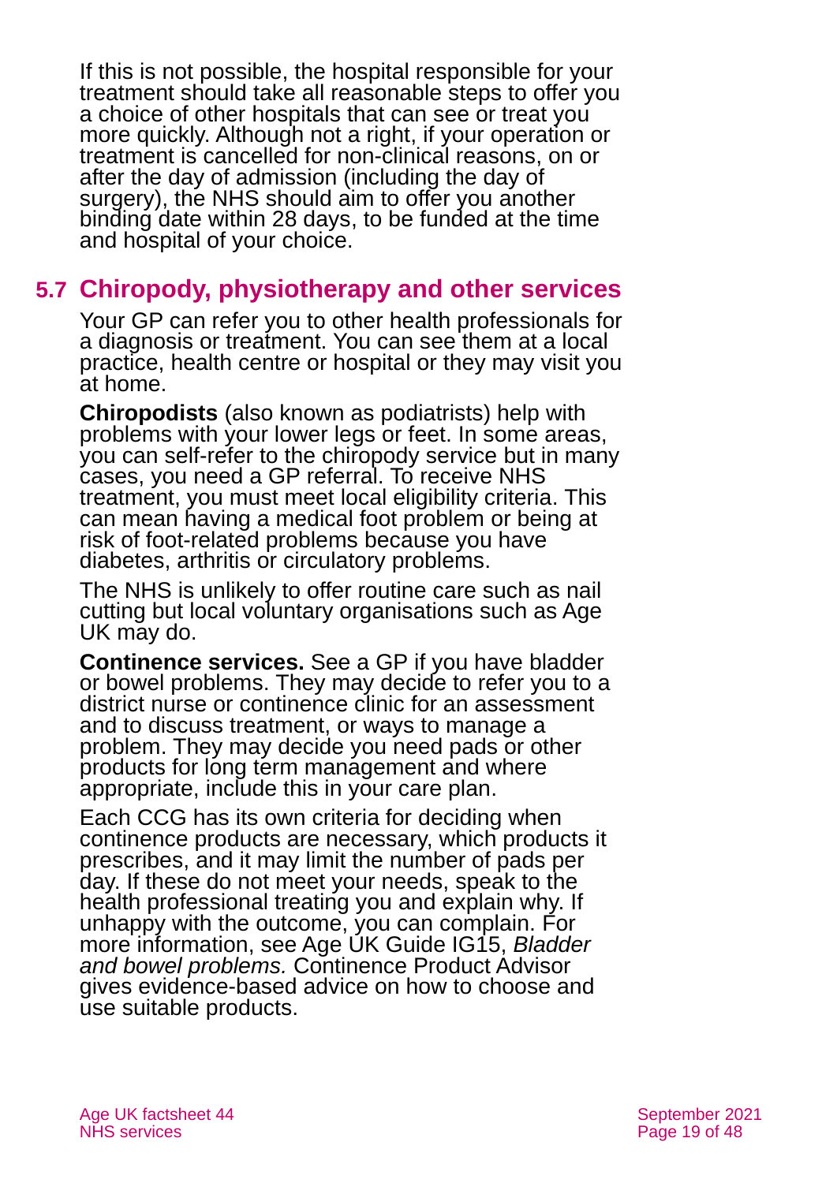If this is not possible, the hospital responsible for your treatment should take all reasonable steps to offer you a choice of other hospitals that can see or treat you more quickly. Although not a right, if your operation or treatment is cancelled for non-clinical reasons, on or after the day of admission (including the day of surgery), the NHS should aim to offer you another binding date within 28 days, to be funded at the time and hospital of your choice.

## 5.7 Chiropody, physiotherapy and other services

Your GP can refer you to other health professionals for a diagnosis or treatment. You can see them at a local practice, health centre or hospital or they may visit you at home.

**Chiropodists** (also known as podiatrists) help with problems with your lower legs or feet. In some areas, you can self-refer to the chiropody service but in many cases, you need a GP referral. To receive NHS treatment, you must meet local eligibility criteria. This can mean having a medical foot problem or being at risk of foot-related problems because you have diabetes, arthritis or circulatory problems.

The NHS is unlikely to offer routine care such as nail cutting but local voluntary organisations such as Age UK may do.

**Continence services.** See a GP if you have bladder or bowel problems. They may decide to refer you to a district nurse or continence clinic for an assessment and to discuss treatment, or ways to manage a problem. They may decide you need pads or other products for long term management and where appropriate, include this in your care plan.

Each CCG has its own criteria for deciding when continence products are necessary, which products it prescribes, and it may limit the number of pads per day. If these do not meet your needs, speak to the health professional treating you and explain why. If unhappy with the outcome, you can complain. For more information, see Age UK Guide IG15, *Bladder and bowel problems.* Continence Product Advisor gives evidence-based advice on how to choose and use suitable products.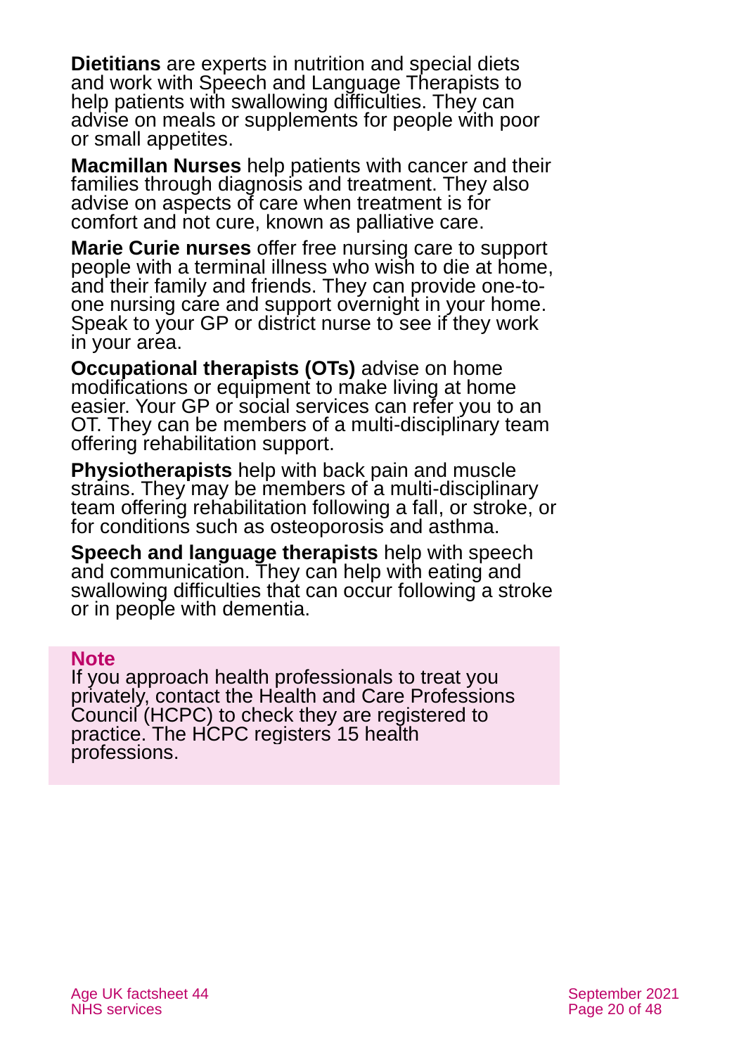**Dietitians** are experts in nutrition and special diets and work with Speech and Language Therapists to help patients with swallowing difficulties. They can advise on meals or supplements for people with poor or small appetites.

**Macmillan Nurses** help patients with cancer and their families through diagnosis and treatment. They also advise on aspects of care when treatment is for comfort and not cure, known as palliative care.

**Marie Curie nurses** offer free nursing care to support people with a terminal illness who wish to die at home, and their family and friends. They can provide one-to-one nursing care and support overnight in your home. Speak to your GP or district nurse to see if they work in your area.

**Occupational therapists (OTs)** advise on home modifications or equipment to make living at home easier. Your GP or social services can refer you to an OT. They can be members of a multi-disciplinary team offering rehabilitation support.

**Physiotherapists** help with back pain and muscle strains. They may be members of a multi-disciplinary team offering rehabilitation following a fall, or stroke, or for conditions such as osteoporosis and asthma.

**Speech and language therapists** help with speech and communication. They can help with eating and swallowing difficulties that can occur following a stroke or in people with dementia.

**Note**

If you approach health professionals to treat you privately, contact the Health and Care Professions Council (HCPC) to check they are registered to practice. The HCPC registers 15 health professions.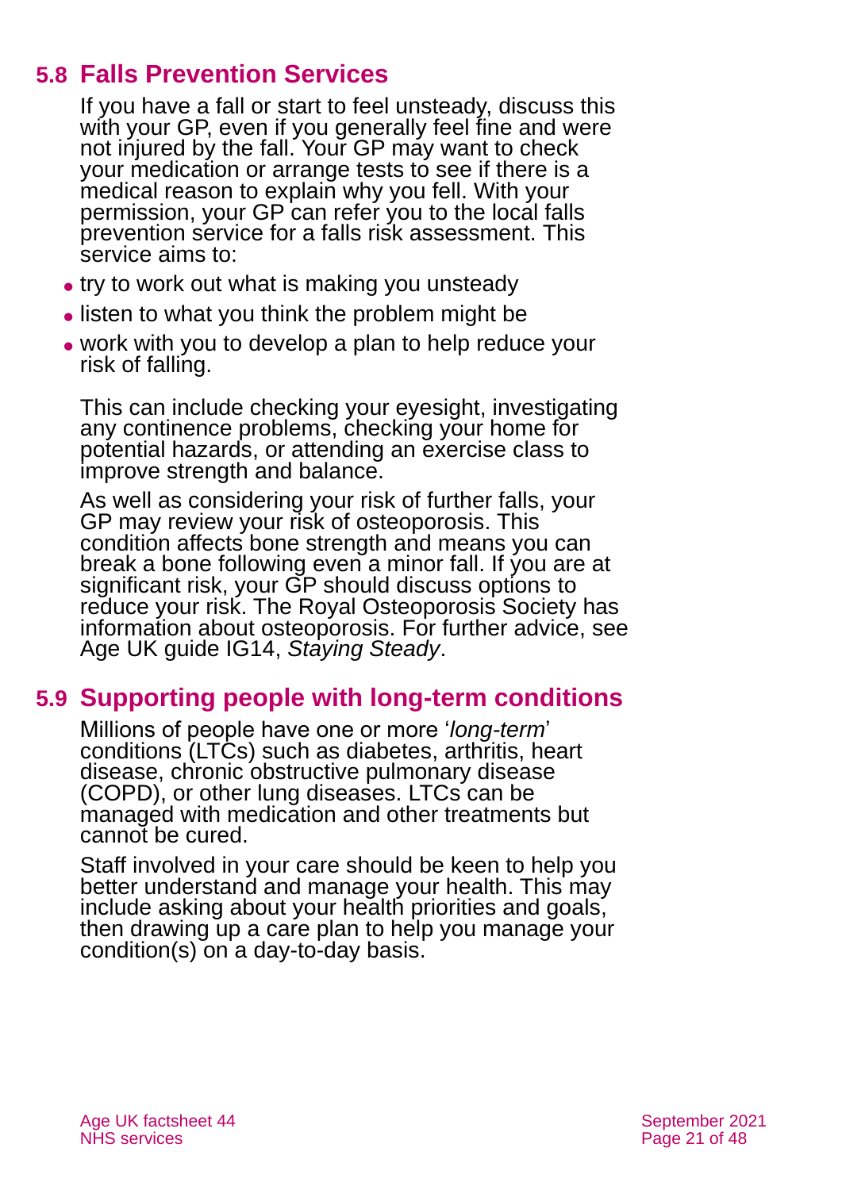## 5.8 Falls Prevention Services

If you have a fall or start to feel unsteady, discuss this with your GP, even if you generally feel fine and were not injured by the fall. Your GP may want to check your medication or arrange tests to see if there is a medical reason to explain why you fell. With your permission, your GP can refer you to the local falls prevention service for a falls risk assessment. This service aims to:

- try to work out what is making you unsteady
- listen to what you think the problem might be
- work with you to develop a plan to help reduce your risk of falling.

This can include checking your eyesight, investigating any continence problems, checking your home for potential hazards, or attending an exercise class to improve strength and balance.

As well as considering your risk of further falls, your GP may review your risk of osteoporosis. This condition affects bone strength and means you can break a bone following even a minor fall. If you are at significant risk, your GP should discuss options to reduce your risk. The Royal Osteoporosis Society has information about osteoporosis. For further advice, see Age UK guide IG14, *Staying Steady*.

## 5.9 Supporting people with long-term conditions

Millions of people have one or more '*long-term*' conditions (LTCs) such as diabetes, arthritis, heart disease, chronic obstructive pulmonary disease (COPD), or other lung diseases. LTCs can be managed with medication and other treatments but cannot be cured.

Staff involved in your care should be keen to help you better understand and manage your health. This may include asking about your health priorities and goals, then drawing up a care plan to help you manage your condition(s) on a day-to-day basis.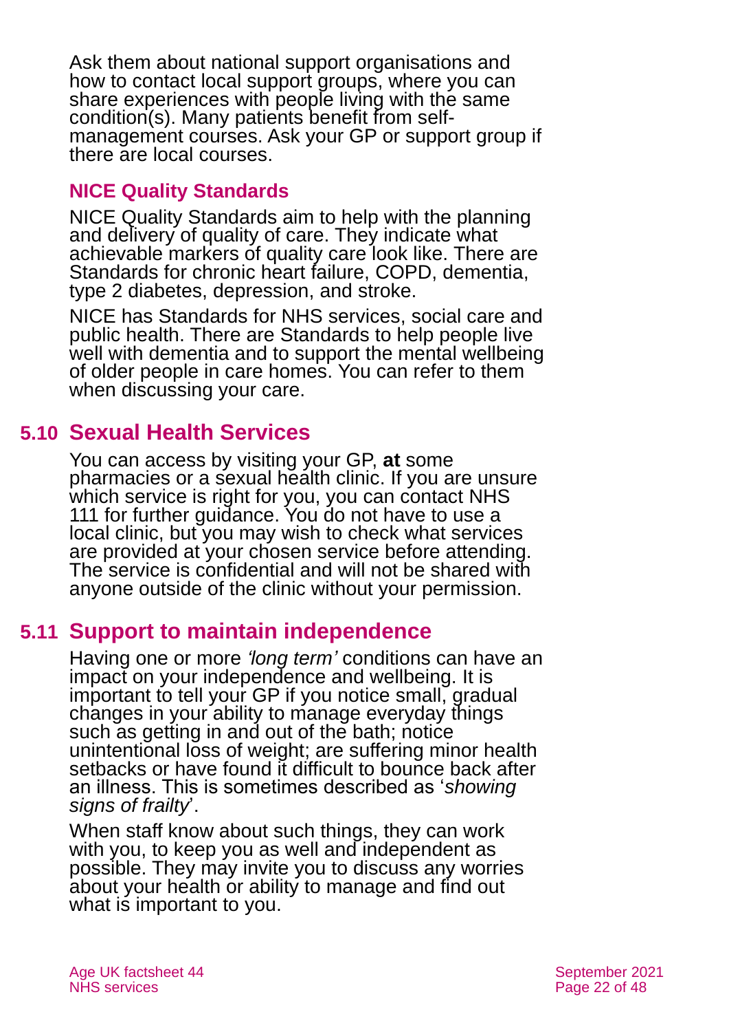Ask them about national support organisations and how to contact local support groups, where you can share experiences with people living with the same condition(s). Many patients benefit from self-management courses. Ask your GP or support group if there are local courses.

### NICE Quality Standards

NICE Quality Standards aim to help with the planning and delivery of quality of care. They indicate what achievable markers of quality care look like. There are Standards for chronic heart failure, COPD, dementia, type 2 diabetes, depression, and stroke.

NICE has Standards for NHS services, social care and public health. There are Standards to help people live well with dementia and to support the mental wellbeing of older people in care homes. You can refer to them when discussing your care.

## 5.10 Sexual Health Services

You can access by visiting your GP, **at** some pharmacies or a sexual health clinic. If you are unsure which service is right for you, you can contact NHS 111 for further guidance. You do not have to use a local clinic, but you may wish to check what services are provided at your chosen service before attending. The service is confidential and will not be shared with anyone outside of the clinic without your permission.

## 5.11 Support to maintain independence

Having one or more *'long term'* conditions can have an impact on your independence and wellbeing. It is important to tell your GP if you notice small, gradual changes in your ability to manage everyday things such as getting in and out of the bath; notice unintentional loss of weight; are suffering minor health setbacks or have found it difficult to bounce back after an illness. This is sometimes described as '*showing signs of frailty*'.

When staff know about such things, they can work with you, to keep you as well and independent as possible. They may invite you to discuss any worries about your health or ability to manage and find out what is important to you.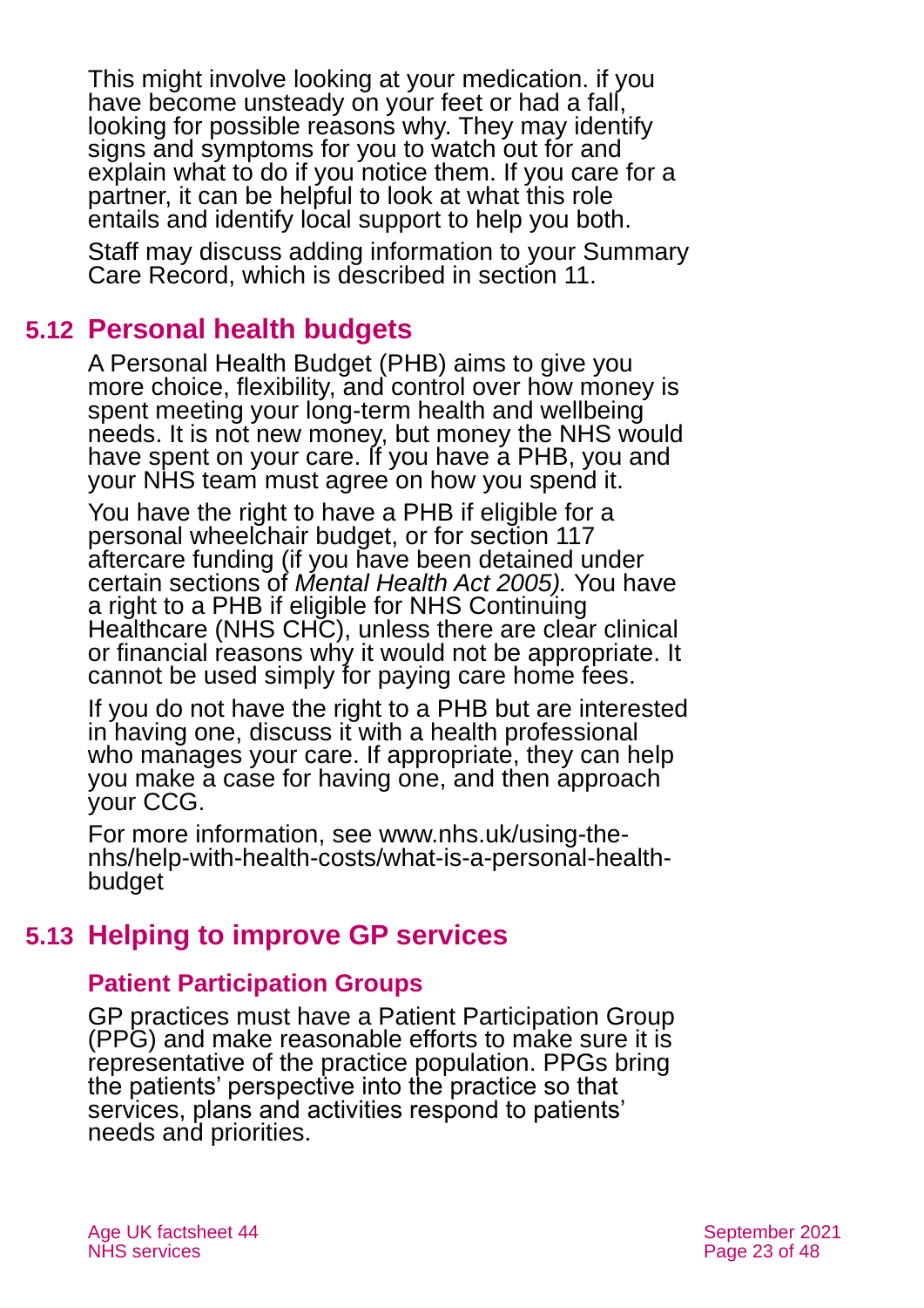This might involve looking at your medication. if you have become unsteady on your feet or had a fall, looking for possible reasons why. They may identify signs and symptoms for you to watch out for and explain what to do if you notice them. If you care for a partner, it can be helpful to look at what this role entails and identify local support to help you both.

Staff may discuss adding information to your Summary Care Record, which is described in section 11.

## 5.12 Personal health budgets

A Personal Health Budget (PHB) aims to give you more choice, flexibility, and control over how money is spent meeting your long-term health and wellbeing needs. It is not new money, but money the NHS would have spent on your care. If you have a PHB, you and your NHS team must agree on how you spend it.

You have the right to have a PHB if eligible for a personal wheelchair budget, or for section 117 aftercare funding (if you have been detained under certain sections of *Mental Health Act 2005).* You have a right to a PHB if eligible for NHS Continuing Healthcare (NHS CHC), unless there are clear clinical or financial reasons why it would not be appropriate. It cannot be used simply for paying care home fees.

If you do not have the right to a PHB but are interested in having one, discuss it with a health professional who manages your care. If appropriate, they can help you make a case for having one, and then approach your CCG.

For more information, see www.nhs.uk/using-the-nhs/help-with-health-costs/what-is-a-personal-health-budget

## 5.13 Helping to improve GP services

### Patient Participation Groups

GP practices must have a Patient Participation Group (PPG) and make reasonable efforts to make sure it is representative of the practice population. PPGs bring the patients' perspective into the practice so that services, plans and activities respond to patients' needs and priorities.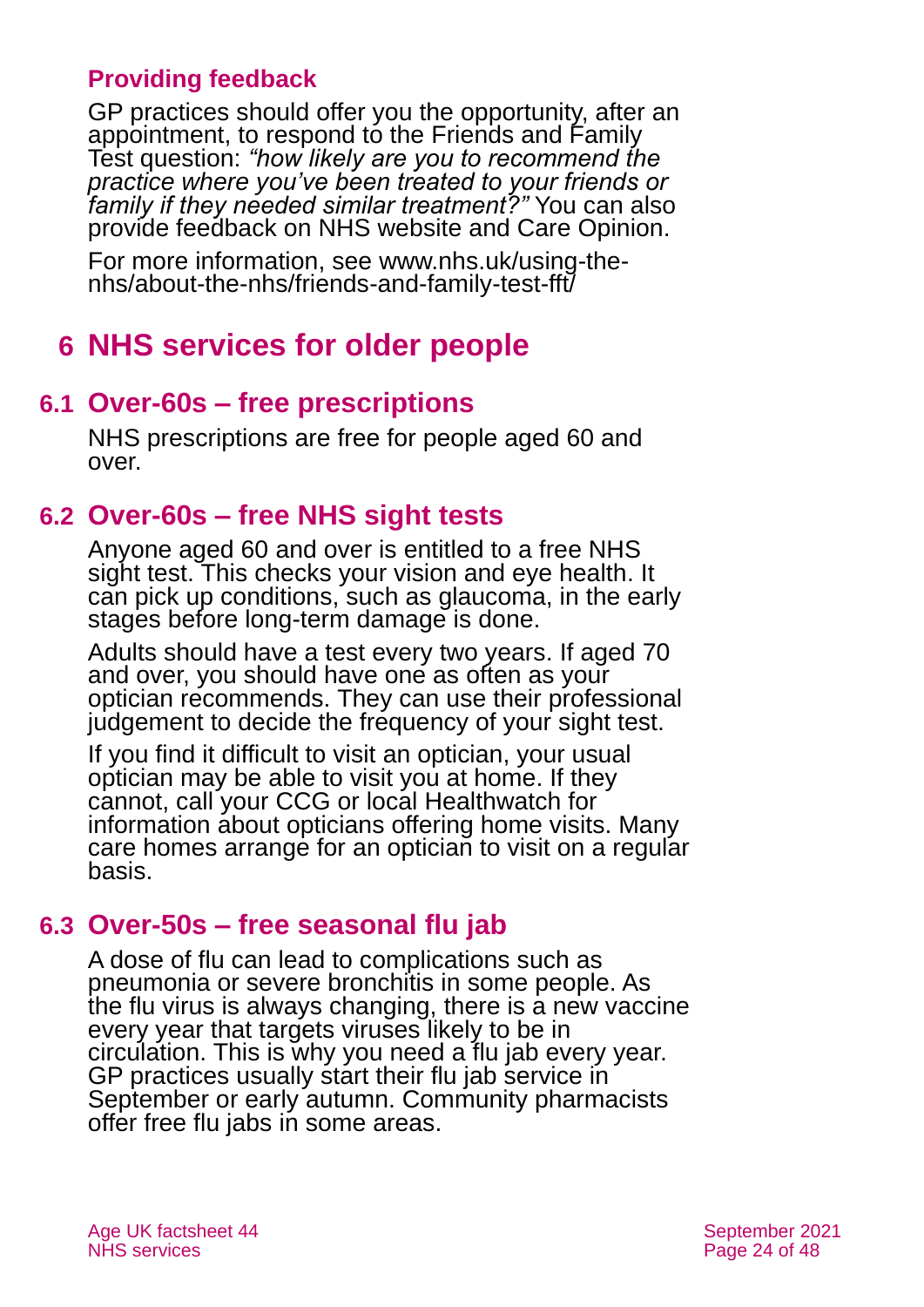### Providing feedback

GP practices should offer you the opportunity, after an appointment, to respond to the Friends and Family Test question: *"how likely are you to recommend the practice where you've been treated to your friends or family if they needed similar treatment?"* You can also provide feedback on NHS website and Care Opinion.

For more information, see www.nhs.uk/using-the-nhs/about-the-nhs/friends-and-family-test-fft/

# 6 NHS services for older people

## 6.1 Over-60s – free prescriptions

NHS prescriptions are free for people aged 60 and over.

## 6.2 Over-60s – free NHS sight tests

Anyone aged 60 and over is entitled to a free NHS sight test. This checks your vision and eye health. It can pick up conditions, such as glaucoma, in the early stages before long-term damage is done.

Adults should have a test every two years. If aged 70 and over, you should have one as often as your optician recommends. They can use their professional judgement to decide the frequency of your sight test.

If you find it difficult to visit an optician, your usual optician may be able to visit you at home. If they cannot, call your CCG or local Healthwatch for information about opticians offering home visits. Many care homes arrange for an optician to visit on a regular basis.

## 6.3 Over-50s – free seasonal flu jab

A dose of flu can lead to complications such as pneumonia or severe bronchitis in some people. As the flu virus is always changing, there is a new vaccine every year that targets viruses likely to be in circulation. This is why you need a flu jab every year. GP practices usually start their flu jab service in September or early autumn. Community pharmacists offer free flu jabs in some areas.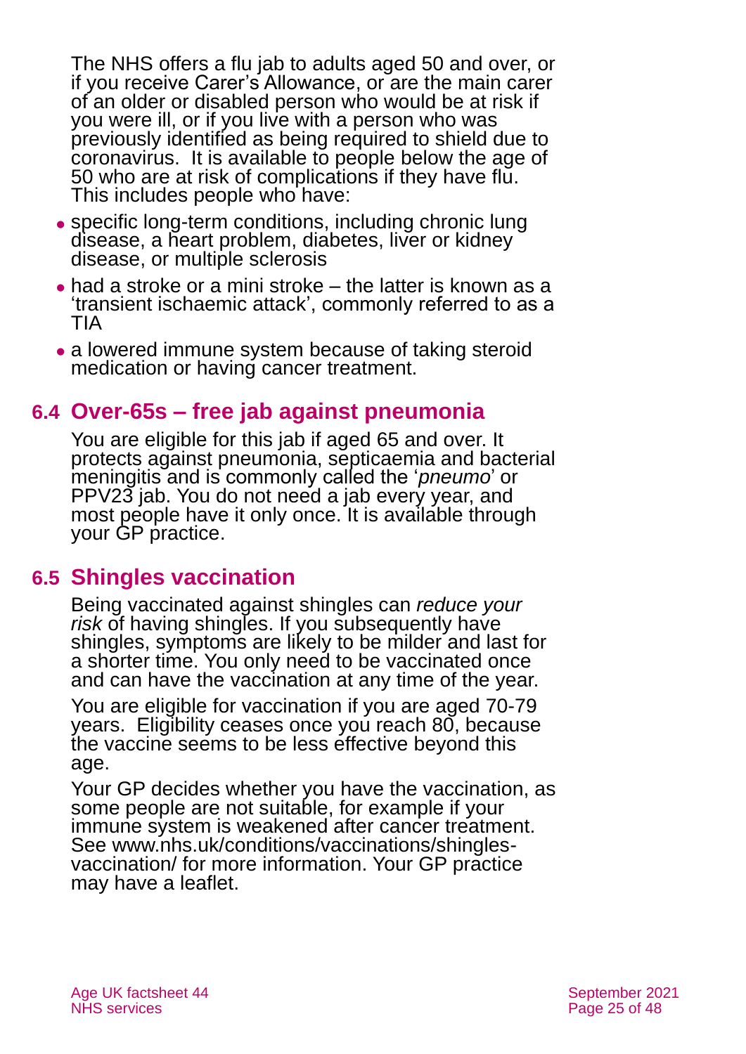The NHS offers a flu jab to adults aged 50 and over, or if you receive Carer's Allowance, or are the main carer of an older or disabled person who would be at risk if you were ill, or if you live with a person who was previously identified as being required to shield due to coronavirus. It is available to people below the age of 50 who are at risk of complications if they have flu. This includes people who have:

- specific long-term conditions, including chronic lung disease, a heart problem, diabetes, liver or kidney disease, or multiple sclerosis
- had a stroke or a mini stroke – the latter is known as a 'transient ischaemic attack', commonly referred to as a TIA
- a lowered immune system because of taking steroid medication or having cancer treatment.

## 6.4 Over-65s – free jab against pneumonia

You are eligible for this jab if aged 65 and over. It protects against pneumonia, septicaemia and bacterial meningitis and is commonly called the '*pneumo*' or PPV23 jab. You do not need a jab every year, and most people have it only once. It is available through your GP practice.

## 6.5 Shingles vaccination

Being vaccinated against shingles can *reduce your risk* of having shingles. If you subsequently have shingles, symptoms are likely to be milder and last for a shorter time. You only need to be vaccinated once and can have the vaccination at any time of the year.

You are eligible for vaccination if you are aged 70-79 years. Eligibility ceases once you reach 80, because the vaccine seems to be less effective beyond this age.

Your GP decides whether you have the vaccination, as some people are not suitable, for example if your immune system is weakened after cancer treatment. See www.nhs.uk/conditions/vaccinations/shingles-vaccination/ for more information. Your GP practice may have a leaflet.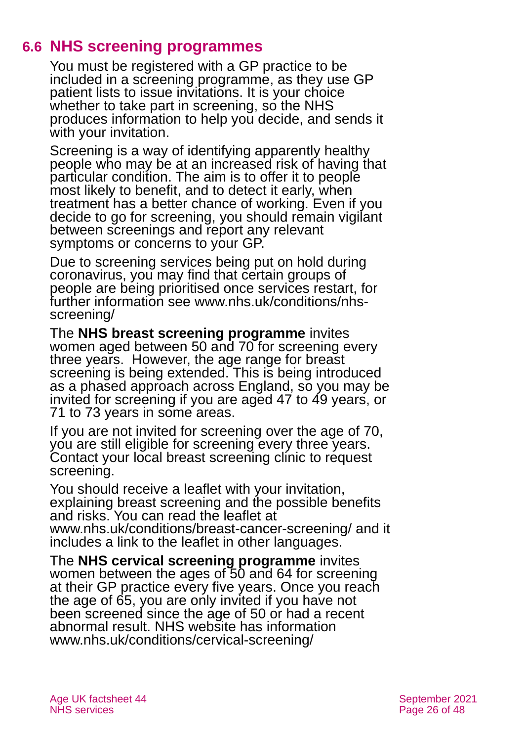## 6.6 NHS screening programmes

You must be registered with a GP practice to be included in a screening programme, as they use GP patient lists to issue invitations. It is your choice whether to take part in screening, so the NHS produces information to help you decide, and sends it with your invitation.

Screening is a way of identifying apparently healthy people who may be at an increased risk of having that particular condition. The aim is to offer it to people most likely to benefit, and to detect it early, when treatment has a better chance of working. Even if you decide to go for screening, you should remain vigilant between screenings and report any relevant symptoms or concerns to your GP.

Due to screening services being put on hold during coronavirus, you may find that certain groups of people are being prioritised once services restart, for further information see www.nhs.uk/conditions/nhs-screening/

The **NHS breast screening programme** invites women aged between 50 and 70 for screening every three years. However, the age range for breast screening is being extended. This is being introduced as a phased approach across England, so you may be invited for screening if you are aged 47 to 49 years, or 71 to 73 years in some areas.

If you are not invited for screening over the age of 70, you are still eligible for screening every three years. Contact your local breast screening clinic to request screening.

You should receive a leaflet with your invitation, explaining breast screening and the possible benefits and risks. You can read the leaflet at www.nhs.uk/conditions/breast-cancer-screening/ and it includes a link to the leaflet in other languages.

The **NHS cervical screening programme** invites women between the ages of 50 and 64 for screening at their GP practice every five years. Once you reach the age of 65, you are only invited if you have not been screened since the age of 50 or had a recent abnormal result. NHS website has information www.nhs.uk/conditions/cervical-screening/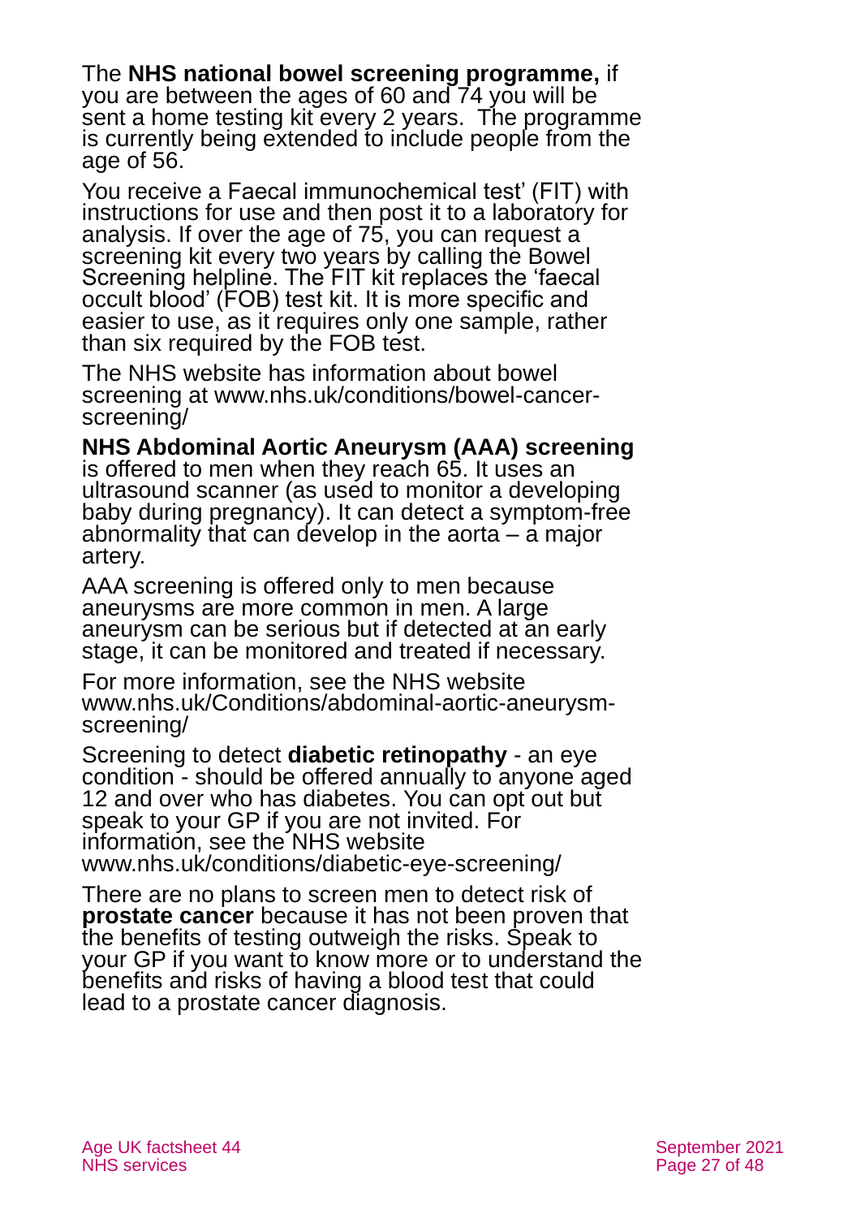The **NHS national bowel screening programme,** if you are between the ages of 60 and 74 you will be sent a home testing kit every 2 years. The programme is currently being extended to include people from the age of 56.

You receive a Faecal immunochemical test' (FIT) with instructions for use and then post it to a laboratory for analysis. If over the age of 75, you can request a screening kit every two years by calling the Bowel Screening helpline. The FIT kit replaces the 'faecal occult blood' (FOB) test kit. It is more specific and easier to use, as it requires only one sample, rather than six required by the FOB test.

The NHS website has information about bowel screening at www.nhs.uk/conditions/bowel-cancer-screening/

**NHS Abdominal Aortic Aneurysm (AAA) screening** is offered to men when they reach 65. It uses an ultrasound scanner (as used to monitor a developing baby during pregnancy). It can detect a symptom-free abnormality that can develop in the aorta – a major artery.

AAA screening is offered only to men because aneurysms are more common in men. A large aneurysm can be serious but if detected at an early stage, it can be monitored and treated if necessary.

For more information, see the NHS website www.nhs.uk/Conditions/abdominal-aortic-aneurysm-screening/

Screening to detect **diabetic retinopathy** - an eye condition - should be offered annually to anyone aged 12 and over who has diabetes. You can opt out but speak to your GP if you are not invited. For information, see the NHS website www.nhs.uk/conditions/diabetic-eye-screening/

There are no plans to screen men to detect risk of **prostate cancer** because it has not been proven that the benefits of testing outweigh the risks. Speak to your GP if you want to know more or to understand the benefits and risks of having a blood test that could lead to a prostate cancer diagnosis.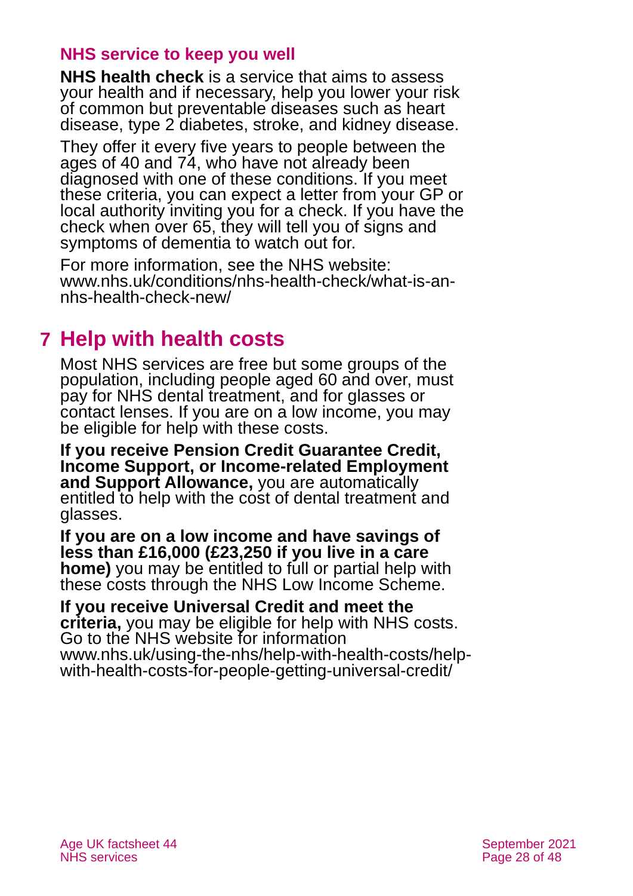### NHS service to keep you well

**NHS health check** is a service that aims to assess your health and if necessary, help you lower your risk of common but preventable diseases such as heart disease, type 2 diabetes, stroke, and kidney disease.

They offer it every five years to people between the ages of 40 and 74, who have not already been diagnosed with one of these conditions. If you meet these criteria, you can expect a letter from your GP or local authority inviting you for a check. If you have the check when over 65, they will tell you of signs and symptoms of dementia to watch out for.

For more information, see the NHS website: www.nhs.uk/conditions/nhs-health-check/what-is-an-nhs-health-check-new/

## 7 Help with health costs

Most NHS services are free but some groups of the population, including people aged 60 and over, must pay for NHS dental treatment, and for glasses or contact lenses. If you are on a low income, you may be eligible for help with these costs.

**If you receive Pension Credit Guarantee Credit, Income Support, or Income-related Employment and Support Allowance,** you are automatically entitled to help with the cost of dental treatment and glasses.

**If you are on a low income and have savings of less than £16,000 (£23,250 if you live in a care home)** you may be entitled to full or partial help with these costs through the NHS Low Income Scheme.

**If you receive Universal Credit and meet the criteria,** you may be eligible for help with NHS costs. Go to the NHS website for information www.nhs.uk/using-the-nhs/help-with-health-costs/help-with-health-costs-for-people-getting-universal-credit/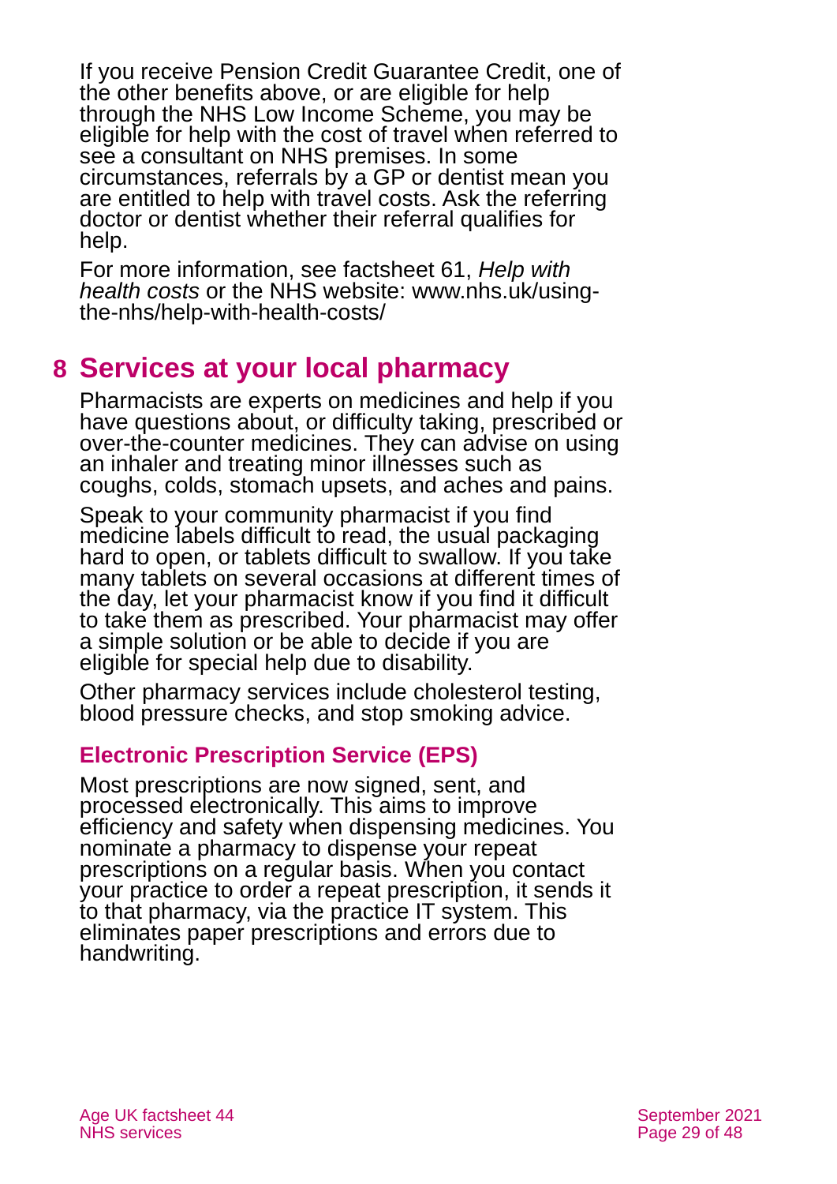If you receive Pension Credit Guarantee Credit, one of the other benefits above, or are eligible for help through the NHS Low Income Scheme, you may be eligible for help with the cost of travel when referred to see a consultant on NHS premises. In some circumstances, referrals by a GP or dentist mean you are entitled to help with travel costs. Ask the referring doctor or dentist whether their referral qualifies for help.

For more information, see factsheet 61, *Help with health costs* or the NHS website: www.nhs.uk/using-the-nhs/help-with-health-costs/

# 8 Services at your local pharmacy

Pharmacists are experts on medicines and help if you have questions about, or difficulty taking, prescribed or over-the-counter medicines. They can advise on using an inhaler and treating minor illnesses such as coughs, colds, stomach upsets, and aches and pains.

Speak to your community pharmacist if you find medicine labels difficult to read, the usual packaging hard to open, or tablets difficult to swallow. If you take many tablets on several occasions at different times of the day, let your pharmacist know if you find it difficult to take them as prescribed. Your pharmacist may offer a simple solution or be able to decide if you are eligible for special help due to disability.

Other pharmacy services include cholesterol testing, blood pressure checks, and stop smoking advice.

## Electronic Prescription Service (EPS)

Most prescriptions are now signed, sent, and processed electronically. This aims to improve efficiency and safety when dispensing medicines. You nominate a pharmacy to dispense your repeat prescriptions on a regular basis. When you contact your practice to order a repeat prescription, it sends it to that pharmacy, via the practice IT system. This eliminates paper prescriptions and errors due to handwriting.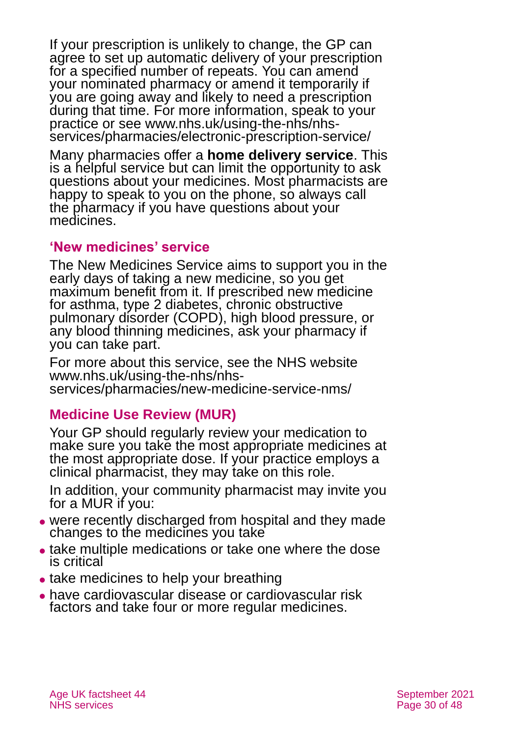If your prescription is unlikely to change, the GP can agree to set up automatic delivery of your prescription for a specified number of repeats. You can amend your nominated pharmacy or amend it temporarily if you are going away and likely to need a prescription during that time. For more information, speak to your practice or see www.nhs.uk/using-the-nhs/nhs-services/pharmacies/electronic-prescription-service/

Many pharmacies offer a **home delivery service**. This is a helpful service but can limit the opportunity to ask questions about your medicines. Most pharmacists are happy to speak to you on the phone, so always call the pharmacy if you have questions about your medicines.

### 'New medicines' service

The New Medicines Service aims to support you in the early days of taking a new medicine, so you get maximum benefit from it. If prescribed new medicine for asthma, type 2 diabetes, chronic obstructive pulmonary disorder (COPD), high blood pressure, or any blood thinning medicines, ask your pharmacy if you can take part.

For more about this service, see the NHS website www.nhs.uk/using-the-nhs/nhs-services/pharmacies/new-medicine-service-nms/

### Medicine Use Review (MUR)

Your GP should regularly review your medication to make sure you take the most appropriate medicines at the most appropriate dose. If your practice employs a clinical pharmacist, they may take on this role.

In addition, your community pharmacist may invite you for a MUR if you:

- were recently discharged from hospital and they made changes to the medicines you take
- take multiple medications or take one where the dose is critical
- take medicines to help your breathing
- have cardiovascular disease or cardiovascular risk factors and take four or more regular medicines.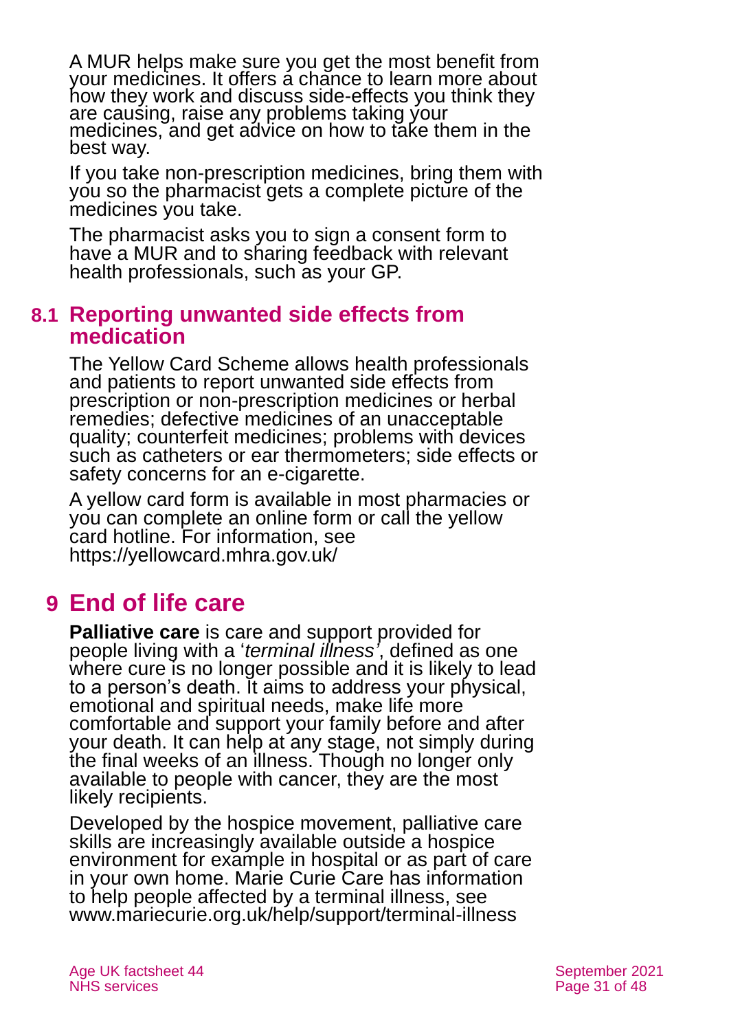A MUR helps make sure you get the most benefit from your medicines. It offers a chance to learn more about how they work and discuss side-effects you think they are causing, raise any problems taking your medicines, and get advice on how to take them in the best way.

If you take non-prescription medicines, bring them with you so the pharmacist gets a complete picture of the medicines you take.

The pharmacist asks you to sign a consent form to have a MUR and to sharing feedback with relevant health professionals, such as your GP.

## 8.1 Reporting unwanted side effects from medication

The Yellow Card Scheme allows health professionals and patients to report unwanted side effects from prescription or non-prescription medicines or herbal remedies; defective medicines of an unacceptable quality; counterfeit medicines; problems with devices such as catheters or ear thermometers; side effects or safety concerns for an e-cigarette.

A yellow card form is available in most pharmacies or you can complete an online form or call the yellow card hotline. For information, see https://yellowcard.mhra.gov.uk/

# 9 End of life care

**Palliative care** is care and support provided for people living with a '*terminal illness'*, defined as one where cure is no longer possible and it is likely to lead to a person's death. It aims to address your physical, emotional and spiritual needs, make life more comfortable and support your family before and after your death. It can help at any stage, not simply during the final weeks of an illness. Though no longer only available to people with cancer, they are the most likely recipients.

Developed by the hospice movement, palliative care skills are increasingly available outside a hospice environment for example in hospital or as part of care in your own home. Marie Curie Care has information to help people affected by a terminal illness, see www.mariecurie.org.uk/help/support/terminal-illness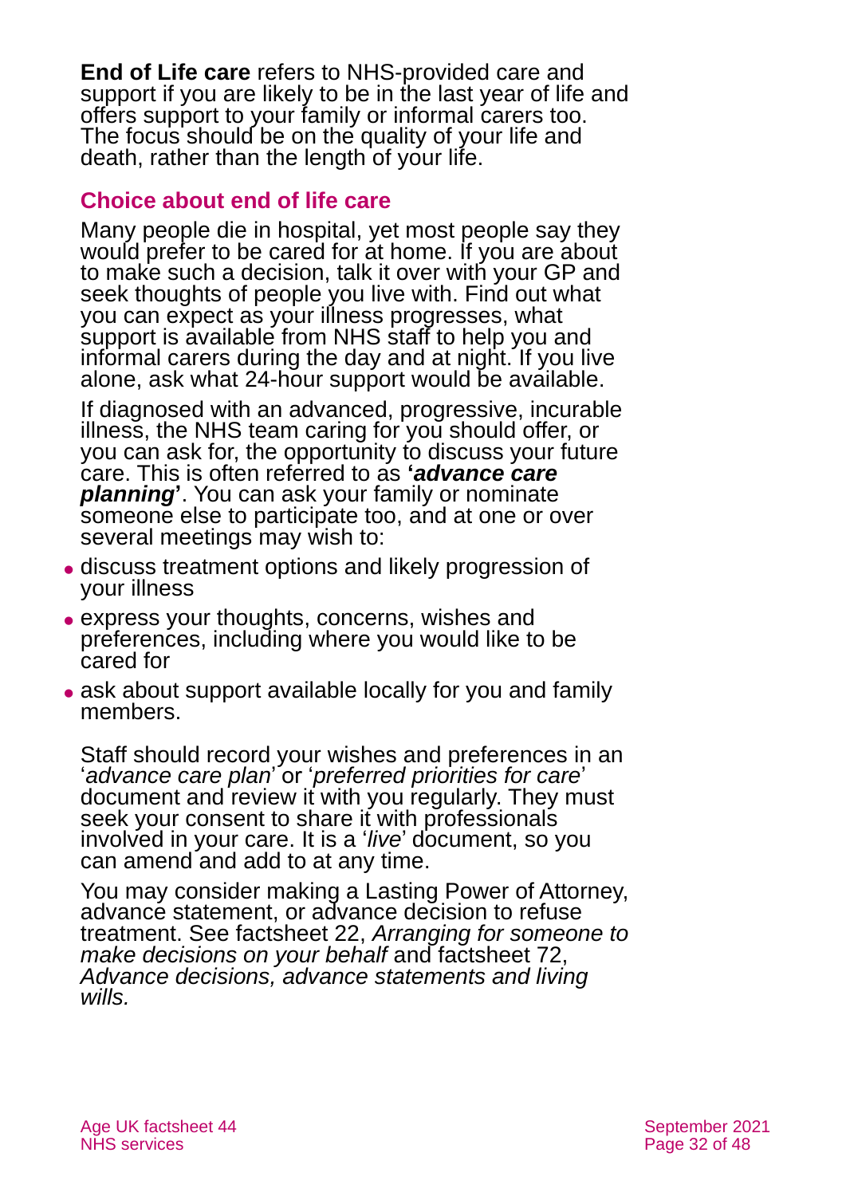**End of Life care** refers to NHS-provided care and support if you are likely to be in the last year of life and offers support to your family or informal carers too. The focus should be on the quality of your life and death, rather than the length of your life.

### Choice about end of life care

Many people die in hospital, yet most people say they would prefer to be cared for at home. If you are about to make such a decision, talk it over with your GP and seek thoughts of people you live with. Find out what you can expect as your illness progresses, what support is available from NHS staff to help you and informal carers during the day and at night. If you live alone, ask what 24-hour support would be available.

If diagnosed with an advanced, progressive, incurable illness, the NHS team caring for you should offer, or you can ask for, the opportunity to discuss your future care. This is often referred to as **'*advance care planning*'**. You can ask your family or nominate someone else to participate too, and at one or over several meetings may wish to:

- discuss treatment options and likely progression of your illness
- express your thoughts, concerns, wishes and preferences, including where you would like to be cared for
- ask about support available locally for you and family members.

Staff should record your wishes and preferences in an '*advance care plan*' or '*preferred priorities for care*' document and review it with you regularly. They must seek your consent to share it with professionals involved in your care. It is a '*live*' document, so you can amend and add to at any time.

You may consider making a Lasting Power of Attorney, advance statement, or advance decision to refuse treatment. See factsheet 22, *Arranging for someone to make decisions on your behalf* and factsheet 72, *Advance decisions, advance statements and living wills.*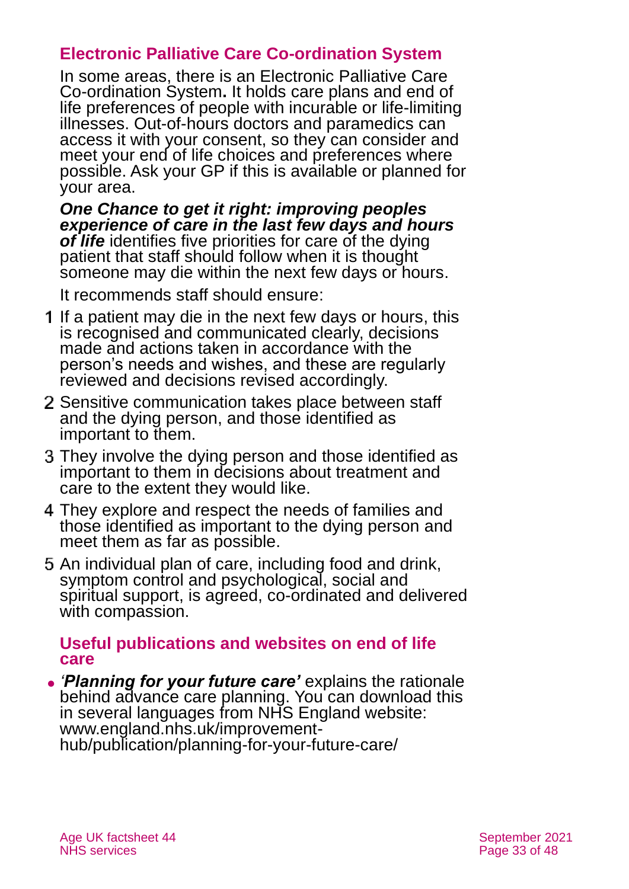### Electronic Palliative Care Co-ordination System

In some areas, there is an Electronic Palliative Care Co-ordination System**.** It holds care plans and end of life preferences of people with incurable or life-limiting illnesses. Out-of-hours doctors and paramedics can access it with your consent, so they can consider and meet your end of life choices and preferences where possible. Ask your GP if this is available or planned for your area.

***One Chance to get it right: improving peoples experience of care in the last few days and hours of life*** identifies five priorities for care of the dying patient that staff should follow when it is thought someone may die within the next few days or hours.

It recommends staff should ensure:

1. If a patient may die in the next few days or hours, this is recognised and communicated clearly, decisions made and actions taken in accordance with the person's needs and wishes, and these are regularly reviewed and decisions revised accordingly.
2. Sensitive communication takes place between staff and the dying person, and those identified as important to them.
3. They involve the dying person and those identified as important to them in decisions about treatment and care to the extent they would like.
4. They explore and respect the needs of families and those identified as important to the dying person and meet them as far as possible.
5. An individual plan of care, including food and drink, symptom control and psychological, social and spiritual support, is agreed, co-ordinated and delivered with compassion.

### Useful publications and websites on end of life care

- ***'Planning for your future care'*** explains the rationale behind advance care planning. You can download this in several languages from NHS England website: www.england.nhs.uk/improvement-hub/publication/planning-for-your-future-care/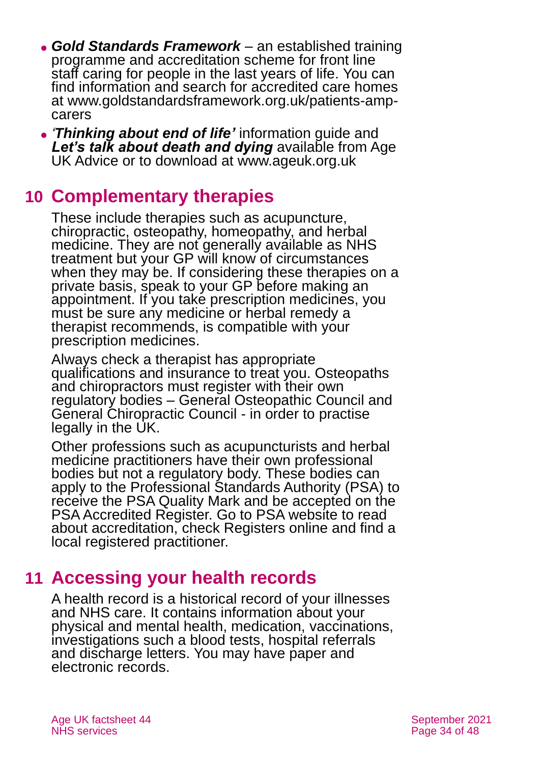- ***Gold Standards Framework*** – an established training programme and accreditation scheme for front line staff caring for people in the last years of life. You can find information and search for accredited care homes at www.goldstandardsframework.org.uk/patients-amp-carers
- ***'Thinking about end of life'*** information guide and ***Let's talk about death and dying*** available from Age UK Advice or to download at www.ageuk.org.uk

## 10 Complementary therapies

These include therapies such as acupuncture, chiropractic, osteopathy, homeopathy, and herbal medicine. They are not generally available as NHS treatment but your GP will know of circumstances when they may be. If considering these therapies on a private basis, speak to your GP before making an appointment. If you take prescription medicines, you must be sure any medicine or herbal remedy a therapist recommends, is compatible with your prescription medicines.

Always check a therapist has appropriate qualifications and insurance to treat you. Osteopaths and chiropractors must register with their own regulatory bodies – General Osteopathic Council and General Chiropractic Council - in order to practise legally in the UK.

Other professions such as acupuncturists and herbal medicine practitioners have their own professional bodies but not a regulatory body. These bodies can apply to the Professional Standards Authority (PSA) to receive the PSA Quality Mark and be accepted on the PSA Accredited Register. Go to PSA website to read about accreditation, check Registers online and find a local registered practitioner.

## 11 Accessing your health records

A health record is a historical record of your illnesses and NHS care. It contains information about your physical and mental health, medication, vaccinations, investigations such a blood tests, hospital referrals and discharge letters. You may have paper and electronic records.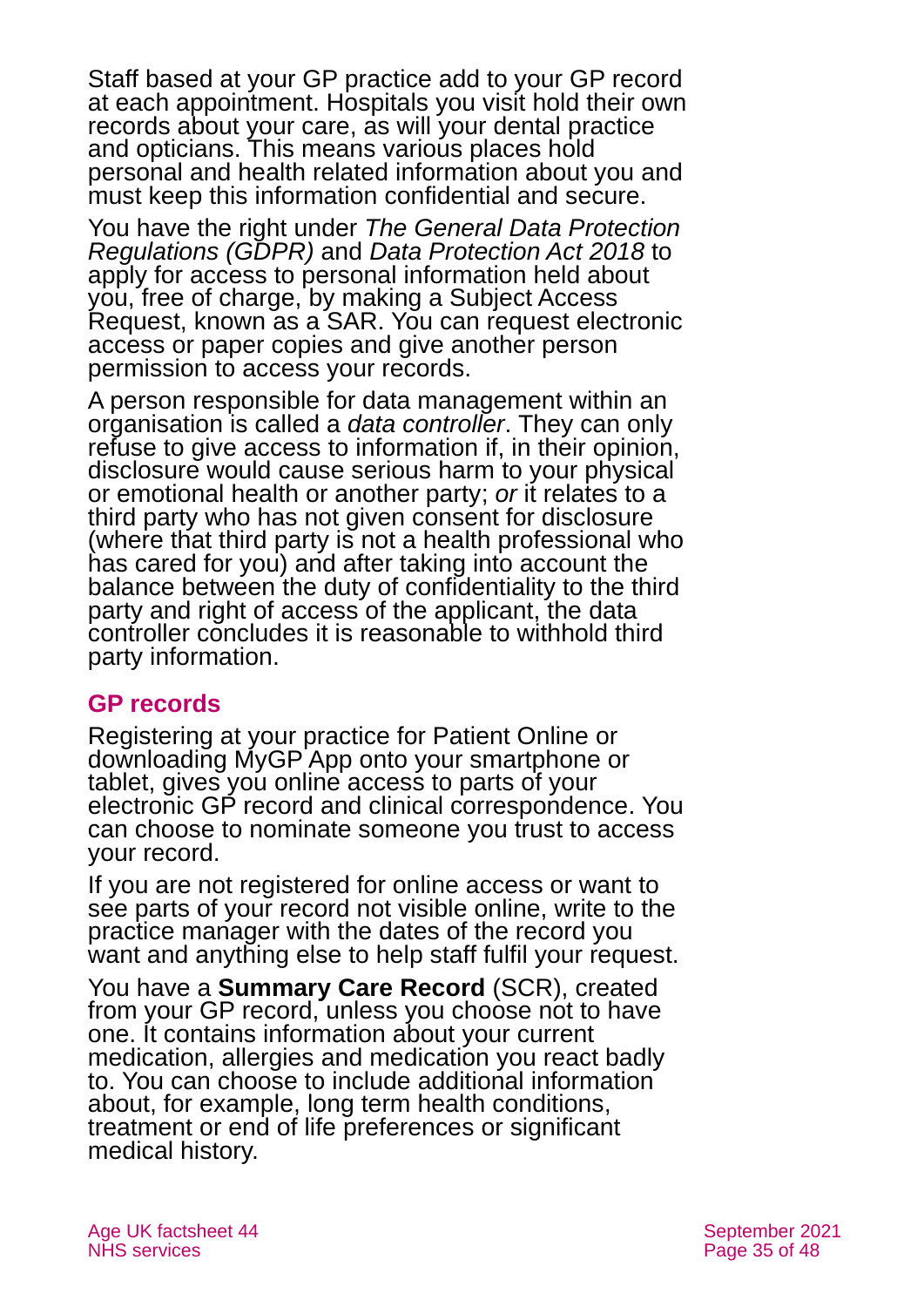Staff based at your GP practice add to your GP record at each appointment. Hospitals you visit hold their own records about your care, as will your dental practice and opticians. This means various places hold personal and health related information about you and must keep this information confidential and secure.

You have the right under *The General Data Protection Regulations (GDPR)* and *Data Protection Act 2018* to apply for access to personal information held about you, free of charge, by making a Subject Access Request, known as a SAR. You can request electronic access or paper copies and give another person permission to access your records.

A person responsible for data management within an organisation is called a *data controller*. They can only refuse to give access to information if, in their opinion, disclosure would cause serious harm to your physical or emotional health or another party; *or* it relates to a third party who has not given consent for disclosure (where that third party is not a health professional who has cared for you) and after taking into account the balance between the duty of confidentiality to the third party and right of access of the applicant, the data controller concludes it is reasonable to withhold third party information.

## GP records

Registering at your practice for Patient Online or downloading MyGP App onto your smartphone or tablet, gives you online access to parts of your electronic GP record and clinical correspondence. You can choose to nominate someone you trust to access your record.

If you are not registered for online access or want to see parts of your record not visible online, write to the practice manager with the dates of the record you want and anything else to help staff fulfil your request.

You have a **Summary Care Record** (SCR), created from your GP record, unless you choose not to have one. It contains information about your current medication, allergies and medication you react badly to. You can choose to include additional information about, for example, long term health conditions, treatment or end of life preferences or significant medical history.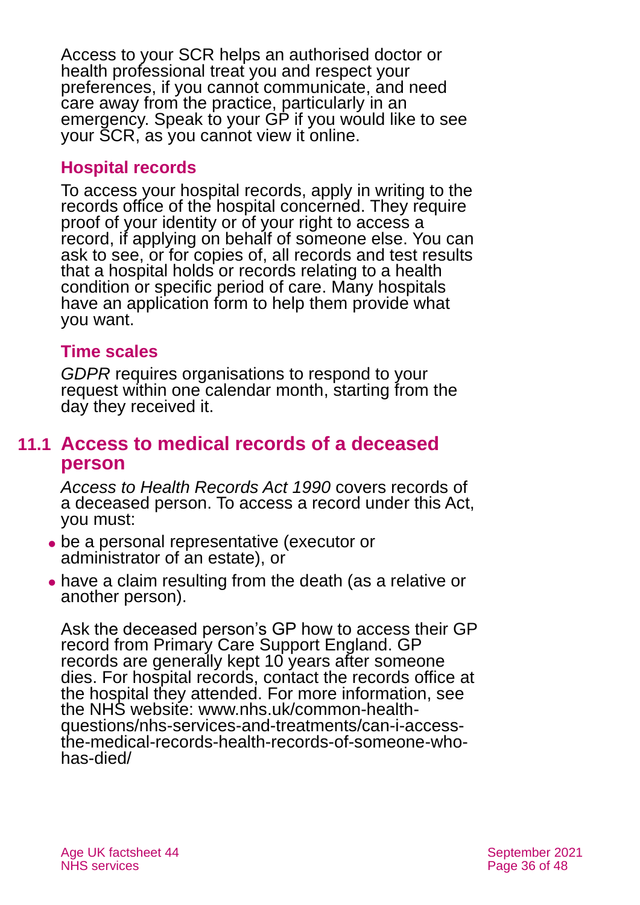Access to your SCR helps an authorised doctor or health professional treat you and respect your preferences, if you cannot communicate, and need care away from the practice, particularly in an emergency. Speak to your GP if you would like to see your SCR, as you cannot view it online.

### Hospital records

To access your hospital records, apply in writing to the records office of the hospital concerned. They require proof of your identity or of your right to access a record, if applying on behalf of someone else. You can ask to see, or for copies of, all records and test results that a hospital holds or records relating to a health condition or specific period of care. Many hospitals have an application form to help them provide what you want.

### Time scales

*GDPR* requires organisations to respond to your request within one calendar month, starting from the day they received it.

## 11.1 Access to medical records of a deceased person

*Access to Health Records Act 1990* covers records of a deceased person. To access a record under this Act, you must:

- be a personal representative (executor or administrator of an estate), or
- have a claim resulting from the death (as a relative or another person).

Ask the deceased person's GP how to access their GP record from Primary Care Support England. GP records are generally kept 10 years after someone dies. For hospital records, contact the records office at the hospital they attended. For more information, see the NHS website: www.nhs.uk/common-health-questions/nhs-services-and-treatments/can-i-access-the-medical-records-health-records-of-someone-who-has-died/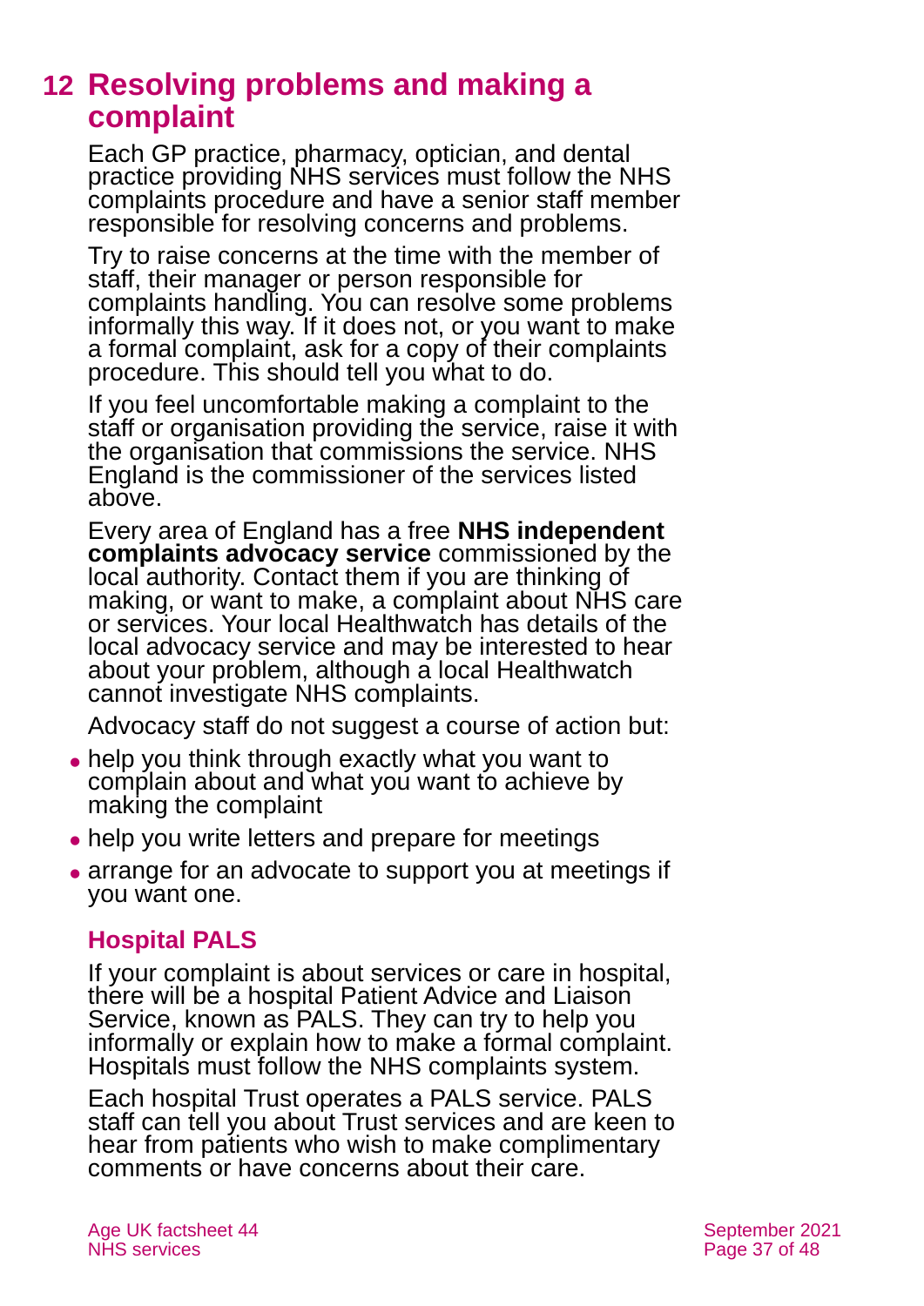# 12 Resolving problems and making a complaint

Each GP practice, pharmacy, optician, and dental practice providing NHS services must follow the NHS complaints procedure and have a senior staff member responsible for resolving concerns and problems.

Try to raise concerns at the time with the member of staff, their manager or person responsible for complaints handling. You can resolve some problems informally this way. If it does not, or you want to make a formal complaint, ask for a copy of their complaints procedure. This should tell you what to do.

If you feel uncomfortable making a complaint to the staff or organisation providing the service, raise it with the organisation that commissions the service. NHS England is the commissioner of the services listed above.

Every area of England has a free **NHS independent complaints advocacy service** commissioned by the local authority. Contact them if you are thinking of making, or want to make, a complaint about NHS care or services. Your local Healthwatch has details of the local advocacy service and may be interested to hear about your problem, although a local Healthwatch cannot investigate NHS complaints.

Advocacy staff do not suggest a course of action but:

- help you think through exactly what you want to complain about and what you want to achieve by making the complaint
- help you write letters and prepare for meetings
- arrange for an advocate to support you at meetings if you want one.

## Hospital PALS

If your complaint is about services or care in hospital, there will be a hospital Patient Advice and Liaison Service, known as PALS. They can try to help you informally or explain how to make a formal complaint. Hospitals must follow the NHS complaints system.

Each hospital Trust operates a PALS service. PALS staff can tell you about Trust services and are keen to hear from patients who wish to make complimentary comments or have concerns about their care.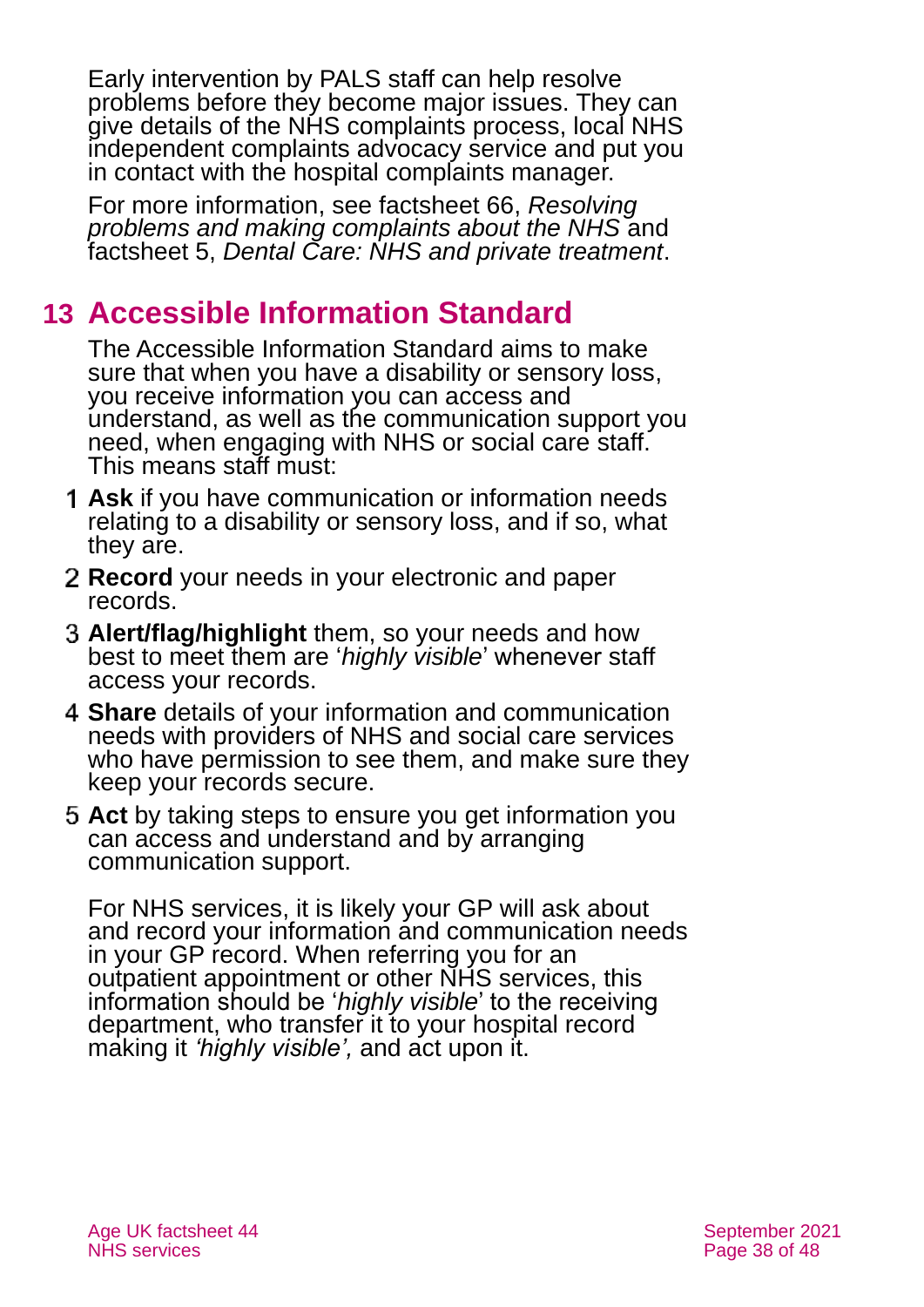Early intervention by PALS staff can help resolve problems before they become major issues. They can give details of the NHS complaints process, local NHS independent complaints advocacy service and put you in contact with the hospital complaints manager.

For more information, see factsheet 66, *Resolving problems and making complaints about the NHS* and factsheet 5, *Dental Care: NHS and private treatment*.

## 13 Accessible Information Standard

The Accessible Information Standard aims to make sure that when you have a disability or sensory loss, you receive information you can access and understand, as well as the communication support you need, when engaging with NHS or social care staff. This means staff must:

1. **Ask** if you have communication or information needs relating to a disability or sensory loss, and if so, what they are.
2. **Record** your needs in your electronic and paper records.
3. **Alert/flag/highlight** them, so your needs and how best to meet them are '*highly visible*' whenever staff access your records.
4. **Share** details of your information and communication needs with providers of NHS and social care services who have permission to see them, and make sure they keep your records secure.
5. **Act** by taking steps to ensure you get information you can access and understand and by arranging communication support.

For NHS services, it is likely your GP will ask about and record your information and communication needs in your GP record. When referring you for an outpatient appointment or other NHS services, this information should be '*highly visible*' to the receiving department, who transfer it to your hospital record making it *'highly visible',* and act upon it.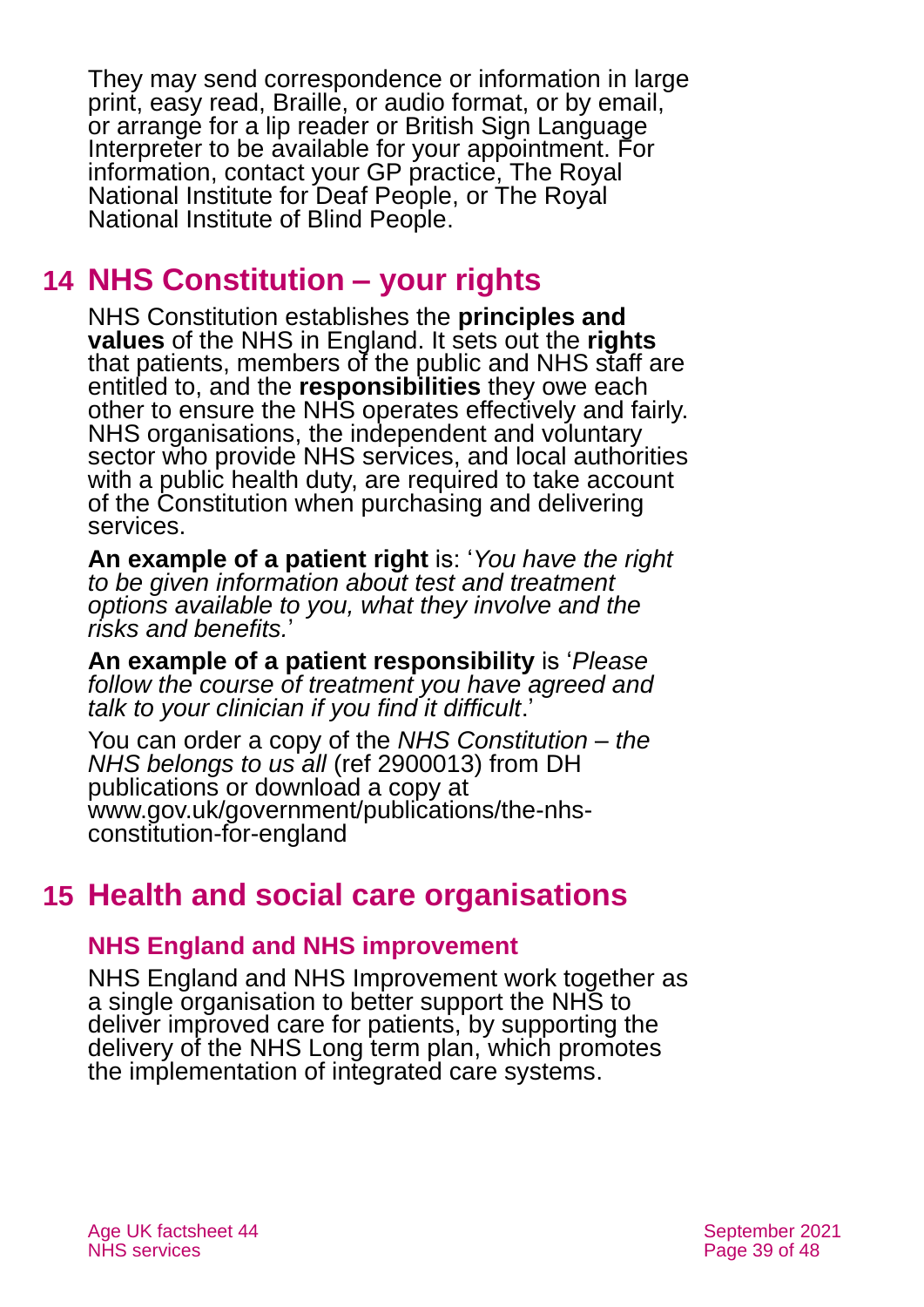They may send correspondence or information in large print, easy read, Braille, or audio format, or by email, or arrange for a lip reader or British Sign Language Interpreter to be available for your appointment. For information, contact your GP practice, The Royal National Institute for Deaf People, or The Royal National Institute of Blind People.

## 14 NHS Constitution – your rights

NHS Constitution establishes the **principles and values** of the NHS in England. It sets out the **rights** that patients, members of the public and NHS staff are entitled to, and the **responsibilities** they owe each other to ensure the NHS operates effectively and fairly. NHS organisations, the independent and voluntary sector who provide NHS services, and local authorities with a public health duty, are required to take account of the Constitution when purchasing and delivering services.

**An example of a patient right** is: '*You have the right to be given information about test and treatment options available to you, what they involve and the risks and benefits.*'

**An example of a patient responsibility** is '*Please follow the course of treatment you have agreed and talk to your clinician if you find it difficult*.'

You can order a copy of the *NHS Constitution – the NHS belongs to us all* (ref 2900013) from DH publications or download a copy at www.gov.uk/government/publications/the-nhs-constitution-for-england

## 15 Health and social care organisations

### NHS England and NHS improvement

NHS England and NHS Improvement work together as a single organisation to better support the NHS to deliver improved care for patients, by supporting the delivery of the NHS Long term plan, which promotes the implementation of integrated care systems.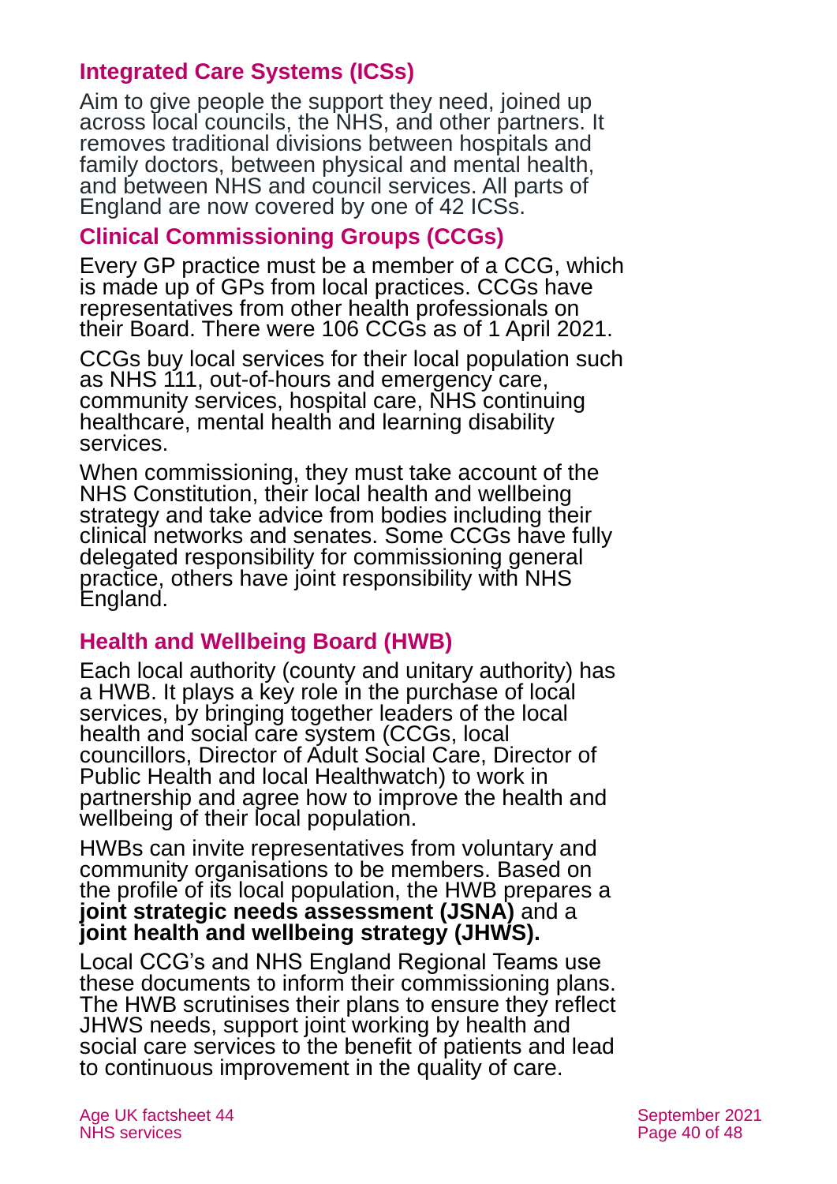### Integrated Care Systems (ICSs)

Aim to give people the support they need, joined up across local councils, the NHS, and other partners. It removes traditional divisions between hospitals and family doctors, between physical and mental health, and between NHS and council services. All parts of England are now covered by one of 42 ICSs.

### Clinical Commissioning Groups (CCGs)

Every GP practice must be a member of a CCG, which is made up of GPs from local practices. CCGs have representatives from other health professionals on their Board. There were 106 CCGs as of 1 April 2021.

CCGs buy local services for their local population such as NHS 111, out-of-hours and emergency care, community services, hospital care, NHS continuing healthcare, mental health and learning disability services.

When commissioning, they must take account of the NHS Constitution, their local health and wellbeing strategy and take advice from bodies including their clinical networks and senates. Some CCGs have fully delegated responsibility for commissioning general practice, others have joint responsibility with NHS England.

### Health and Wellbeing Board (HWB)

Each local authority (county and unitary authority) has a HWB. It plays a key role in the purchase of local services, by bringing together leaders of the local health and social care system (CCGs, local councillors, Director of Adult Social Care, Director of Public Health and local Healthwatch) to work in partnership and agree how to improve the health and wellbeing of their local population.

HWBs can invite representatives from voluntary and community organisations to be members. Based on the profile of its local population, the HWB prepares a **joint strategic needs assessment (JSNA)** and a **joint health and wellbeing strategy (JHWS).**

Local CCG's and NHS England Regional Teams use these documents to inform their commissioning plans. The HWB scrutinises their plans to ensure they reflect JHWS needs, support joint working by health and social care services to the benefit of patients and lead to continuous improvement in the quality of care.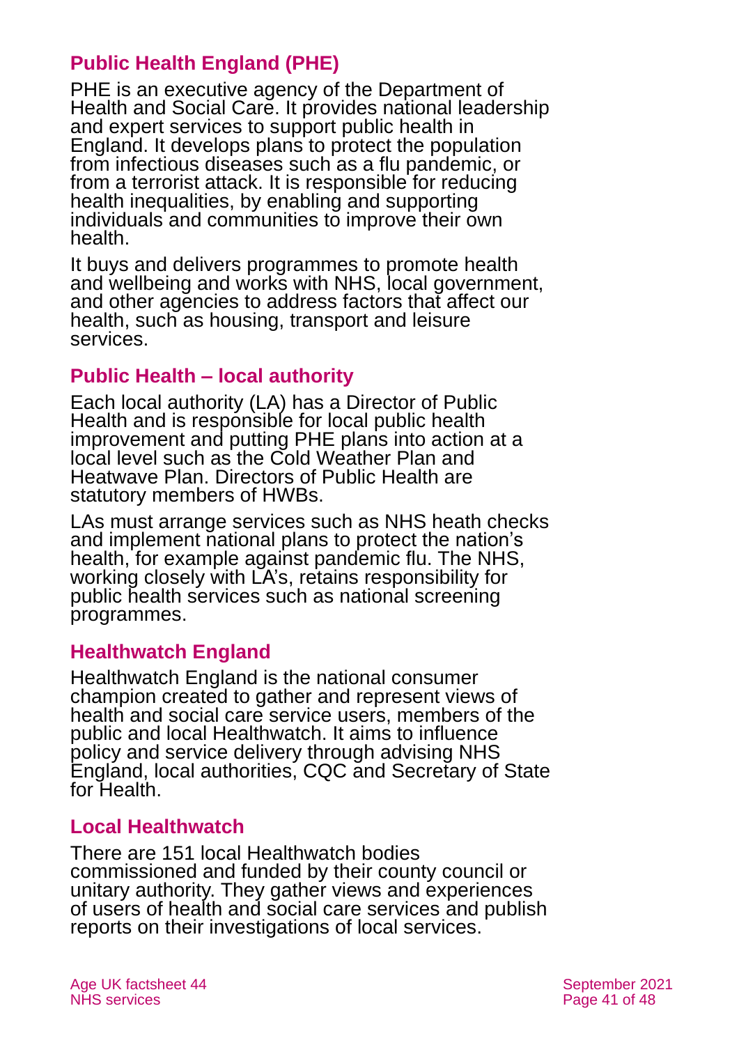## Public Health England (PHE)

PHE is an executive agency of the Department of Health and Social Care. It provides national leadership and expert services to support public health in England. It develops plans to protect the population from infectious diseases such as a flu pandemic, or from a terrorist attack. It is responsible for reducing health inequalities, by enabling and supporting individuals and communities to improve their own health.

It buys and delivers programmes to promote health and wellbeing and works with NHS, local government, and other agencies to address factors that affect our health, such as housing, transport and leisure services.

## Public Health – local authority

Each local authority (LA) has a Director of Public Health and is responsible for local public health improvement and putting PHE plans into action at a local level such as the Cold Weather Plan and Heatwave Plan. Directors of Public Health are statutory members of HWBs.

LAs must arrange services such as NHS heath checks and implement national plans to protect the nation's health, for example against pandemic flu. The NHS, working closely with LA's, retains responsibility for public health services such as national screening programmes.

## Healthwatch England

Healthwatch England is the national consumer champion created to gather and represent views of health and social care service users, members of the public and local Healthwatch. It aims to influence policy and service delivery through advising NHS England, local authorities, CQC and Secretary of State for Health.

## Local Healthwatch

There are 151 local Healthwatch bodies commissioned and funded by their county council or unitary authority. They gather views and experiences of users of health and social care services and publish reports on their investigations of local services.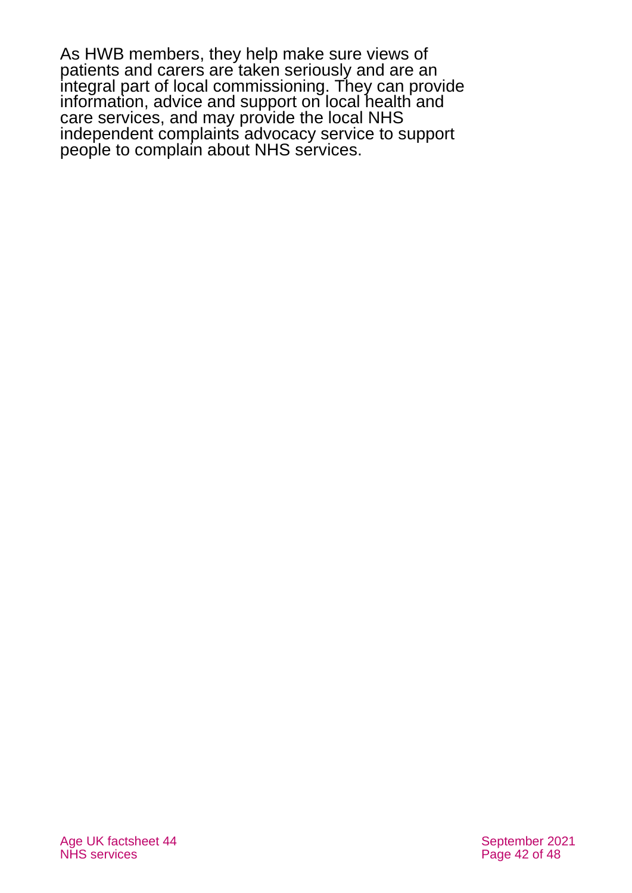As HWB members, they help make sure views of patients and carers are taken seriously and are an integral part of local commissioning. They can provide information, advice and support on local health and care services, and may provide the local NHS independent complaints advocacy service to support people to complain about NHS services.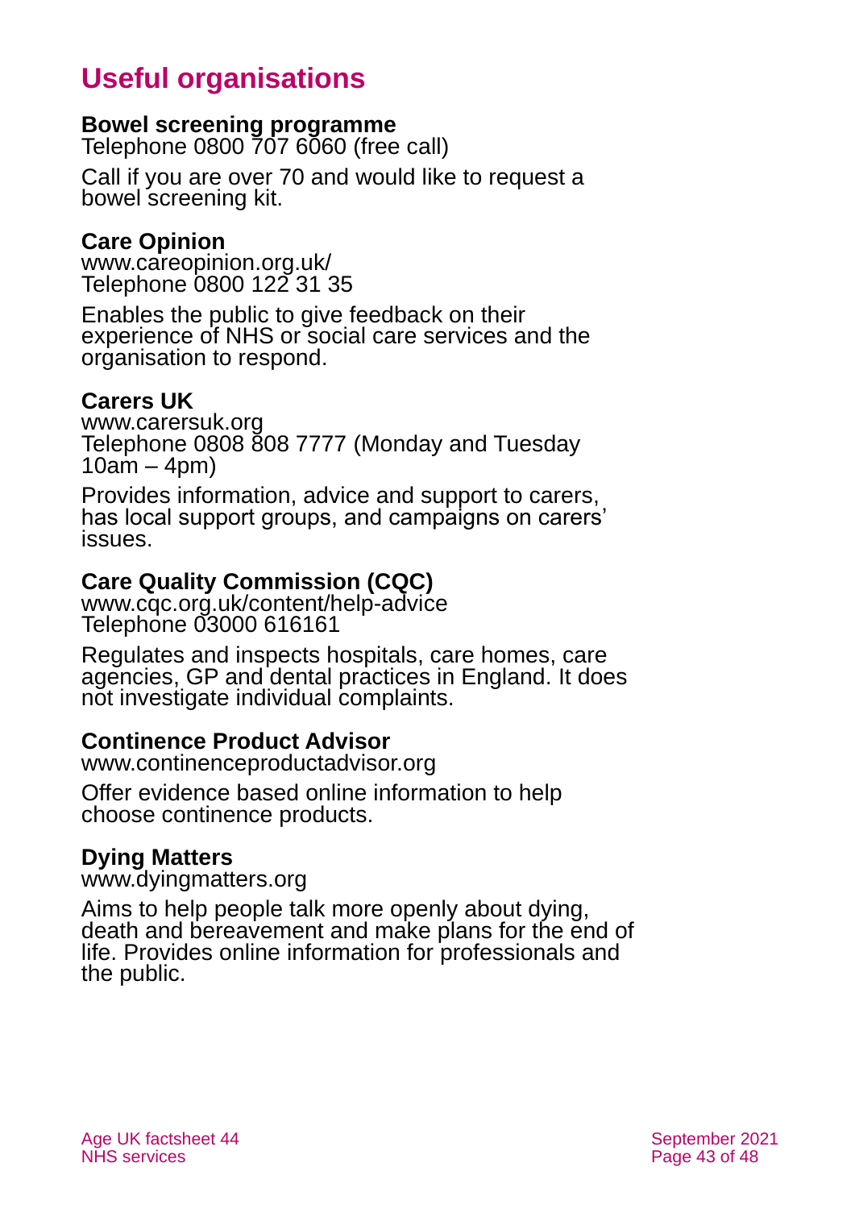# Useful organisations

**Bowel screening programme**
Telephone 0800 707 6060 (free call)

Call if you are over 70 and would like to request a bowel screening kit.

**Care Opinion**
www.careopinion.org.uk/
Telephone 0800 122 31 35

Enables the public to give feedback on their experience of NHS or social care services and the organisation to respond.

**Carers UK**
www.carersuk.org
Telephone 0808 808 7777 (Monday and Tuesday 10am – 4pm)

Provides information, advice and support to carers, has local support groups, and campaigns on carers' issues.

**Care Quality Commission (CQC)**
www.cqc.org.uk/content/help-advice
Telephone 03000 616161

Regulates and inspects hospitals, care homes, care agencies, GP and dental practices in England. It does not investigate individual complaints.

**Continence Product Advisor**
www.continenceproductadvisor.org

Offer evidence based online information to help choose continence products.

**Dying Matters**
www.dyingmatters.org

Aims to help people talk more openly about dying, death and bereavement and make plans for the end of life. Provides online information for professionals and the public.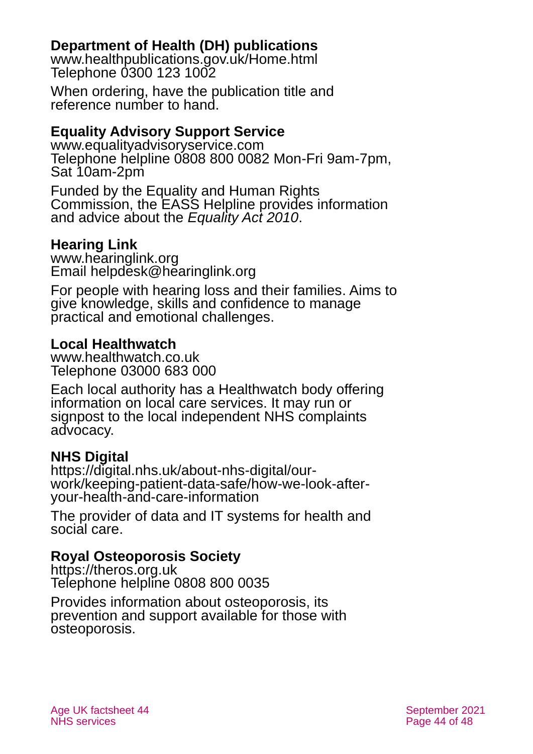**Department of Health (DH) publications**
www.healthpublications.gov.uk/Home.html
Telephone 0300 123 1002

When ordering, have the publication title and reference number to hand.

**Equality Advisory Support Service**
www.equalityadvisoryservice.com
Telephone helpline 0808 800 0082 Mon-Fri 9am-7pm, Sat 10am-2pm

Funded by the Equality and Human Rights Commission, the EASS Helpline provides information and advice about the *Equality Act 2010*.

**Hearing Link**
www.hearinglink.org
Email helpdesk@hearinglink.org

For people with hearing loss and their families. Aims to give knowledge, skills and confidence to manage practical and emotional challenges.

**Local Healthwatch**
www.healthwatch.co.uk
Telephone 03000 683 000

Each local authority has a Healthwatch body offering information on local care services. It may run or signpost to the local independent NHS complaints advocacy.

**NHS Digital**
https://digital.nhs.uk/about-nhs-digital/our-work/keeping-patient-data-safe/how-we-look-after-your-health-and-care-information

The provider of data and IT systems for health and social care.

**Royal Osteoporosis Society**
https://theros.org.uk
Telephone helpline 0808 800 0035

Provides information about osteoporosis, its prevention and support available for those with osteoporosis.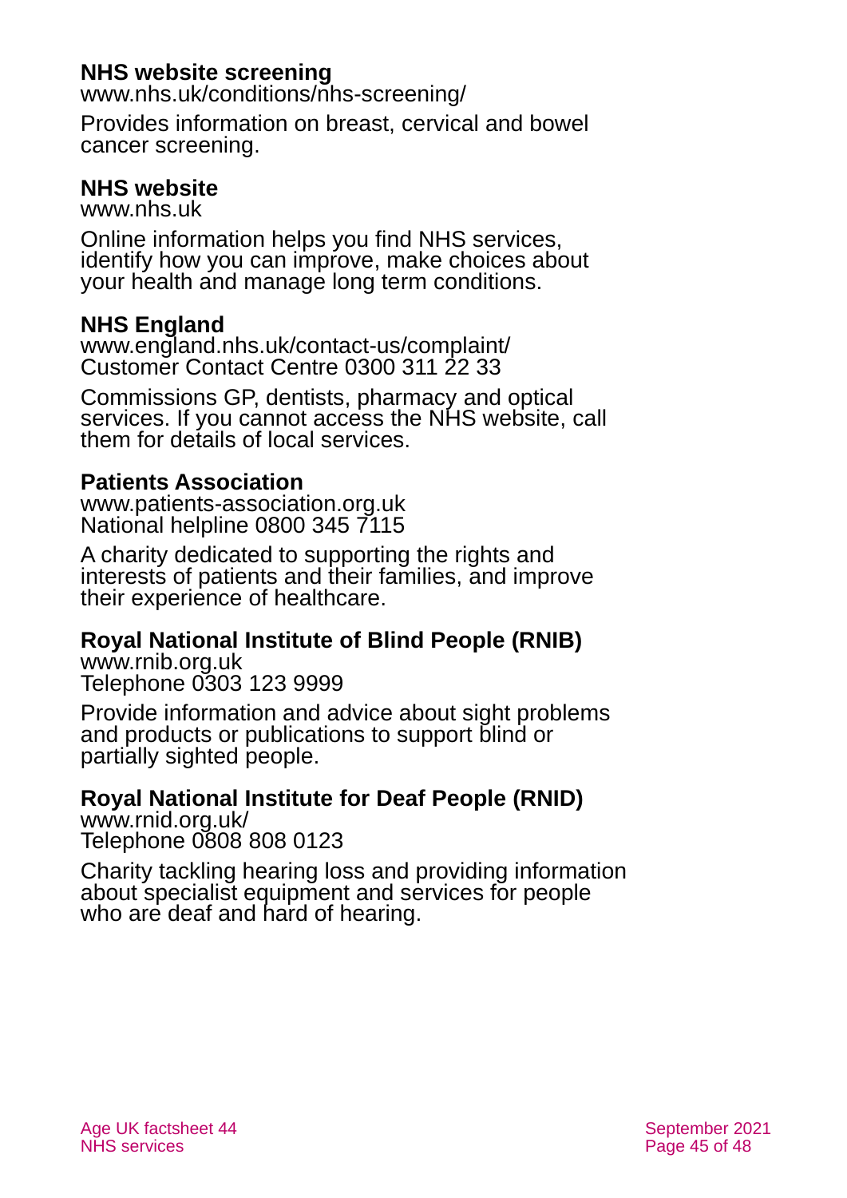**NHS website screening**
www.nhs.uk/conditions/nhs-screening/

Provides information on breast, cervical and bowel cancer screening.

**NHS website**
www.nhs.uk

Online information helps you find NHS services, identify how you can improve, make choices about your health and manage long term conditions.

**NHS England**
www.england.nhs.uk/contact-us/complaint/
Customer Contact Centre 0300 311 22 33

Commissions GP, dentists, pharmacy and optical services. If you cannot access the NHS website, call them for details of local services.

**Patients Association**
www.patients-association.org.uk
National helpline 0800 345 7115

A charity dedicated to supporting the rights and interests of patients and their families, and improve their experience of healthcare.

**Royal National Institute of Blind People (RNIB)**
www.rnib.org.uk
Telephone 0303 123 9999

Provide information and advice about sight problems and products or publications to support blind or partially sighted people.

**Royal National Institute for Deaf People (RNID)**
www.rnid.org.uk/
Telephone 0808 808 0123

Charity tackling hearing loss and providing information about specialist equipment and services for people who are deaf and hard of hearing.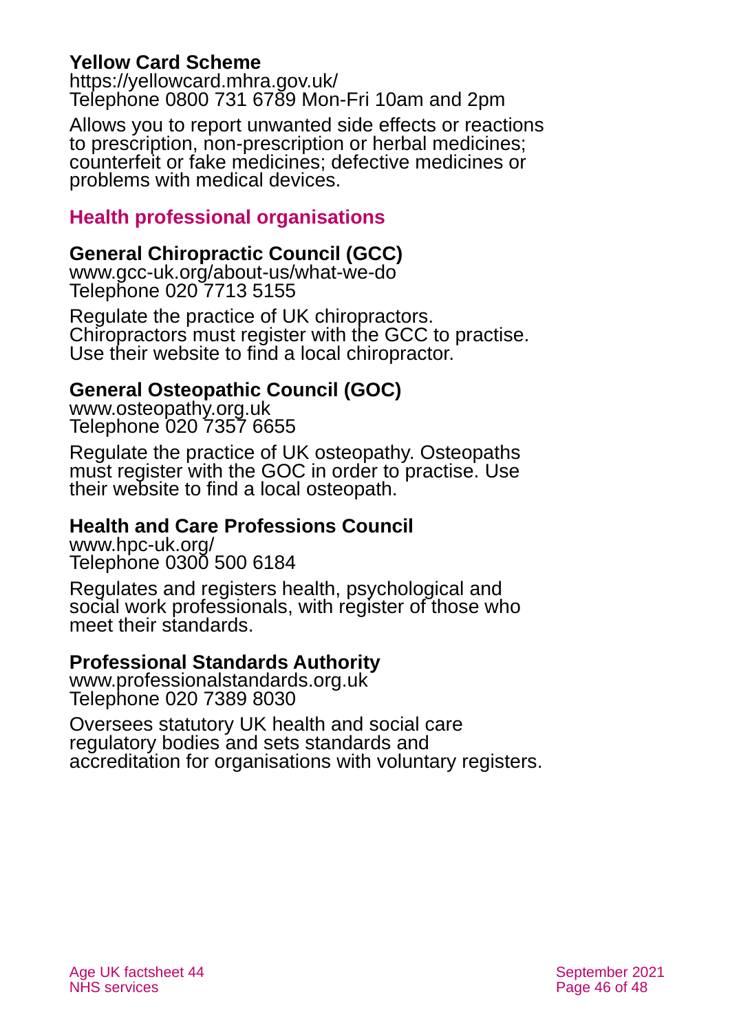**Yellow Card Scheme**
https://yellowcard.mhra.gov.uk/
Telephone 0800 731 6789 Mon-Fri 10am and 2pm

Allows you to report unwanted side effects or reactions to prescription, non-prescription or herbal medicines; counterfeit or fake medicines; defective medicines or problems with medical devices.

## Health professional organisations

**General Chiropractic Council (GCC)**
www.gcc-uk.org/about-us/what-we-do
Telephone 020 7713 5155

Regulate the practice of UK chiropractors. Chiropractors must register with the GCC to practise. Use their website to find a local chiropractor.

**General Osteopathic Council (GOC)**
www.osteopathy.org.uk
Telephone 020 7357 6655

Regulate the practice of UK osteopathy. Osteopaths must register with the GOC in order to practise. Use their website to find a local osteopath.

**Health and Care Professions Council**
www.hpc-uk.org/
Telephone 0300 500 6184

Regulates and registers health, psychological and social work professionals, with register of those who meet their standards.

**Professional Standards Authority**
www.professionalstandards.org.uk
Telephone 020 7389 8030

Oversees statutory UK health and social care regulatory bodies and sets standards and accreditation for organisations with voluntary registers.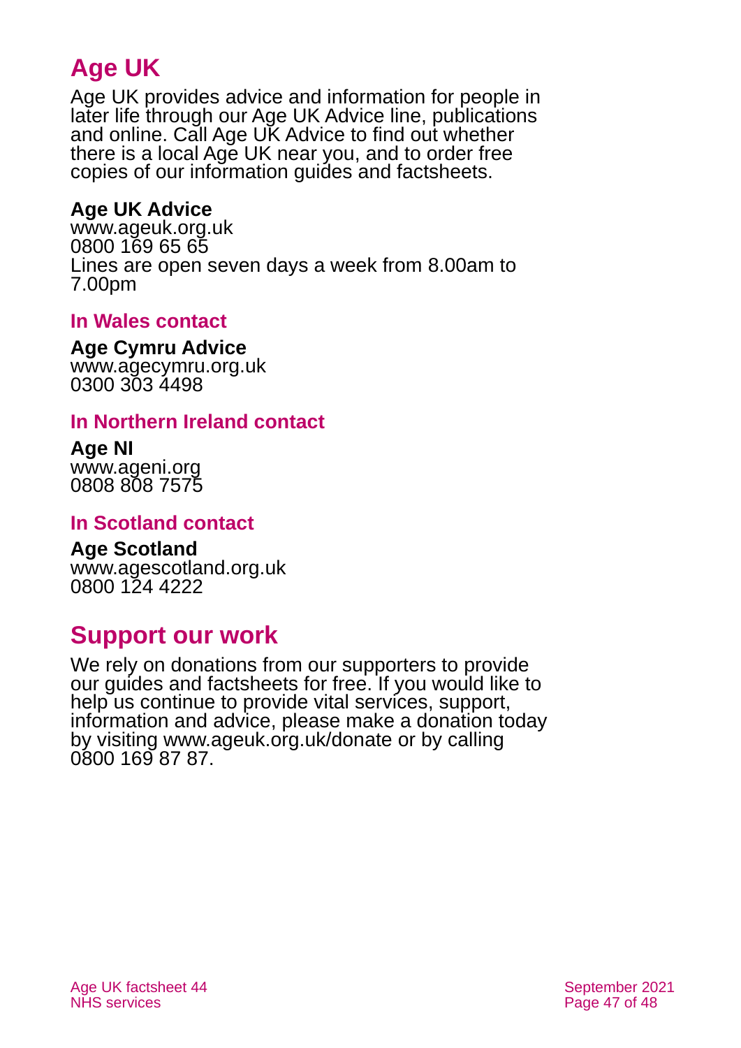## Age UK

Age UK provides advice and information for people in later life through our Age UK Advice line, publications and online. Call Age UK Advice to find out whether there is a local Age UK near you, and to order free copies of our information guides and factsheets.

**Age UK Advice**
www.ageuk.org.uk
0800 169 65 65
Lines are open seven days a week from 8.00am to 7.00pm

### In Wales contact

**Age Cymru Advice**
www.agecymru.org.uk
0300 303 4498

### In Northern Ireland contact

**Age NI**
www.ageni.org
0808 808 7575

### In Scotland contact

**Age Scotland**
www.agescotland.org.uk
0800 124 4222

## Support our work

We rely on donations from our supporters to provide our guides and factsheets for free. If you would like to help us continue to provide vital services, support, information and advice, please make a donation today by visiting www.ageuk.org.uk/donate or by calling 0800 169 87 87.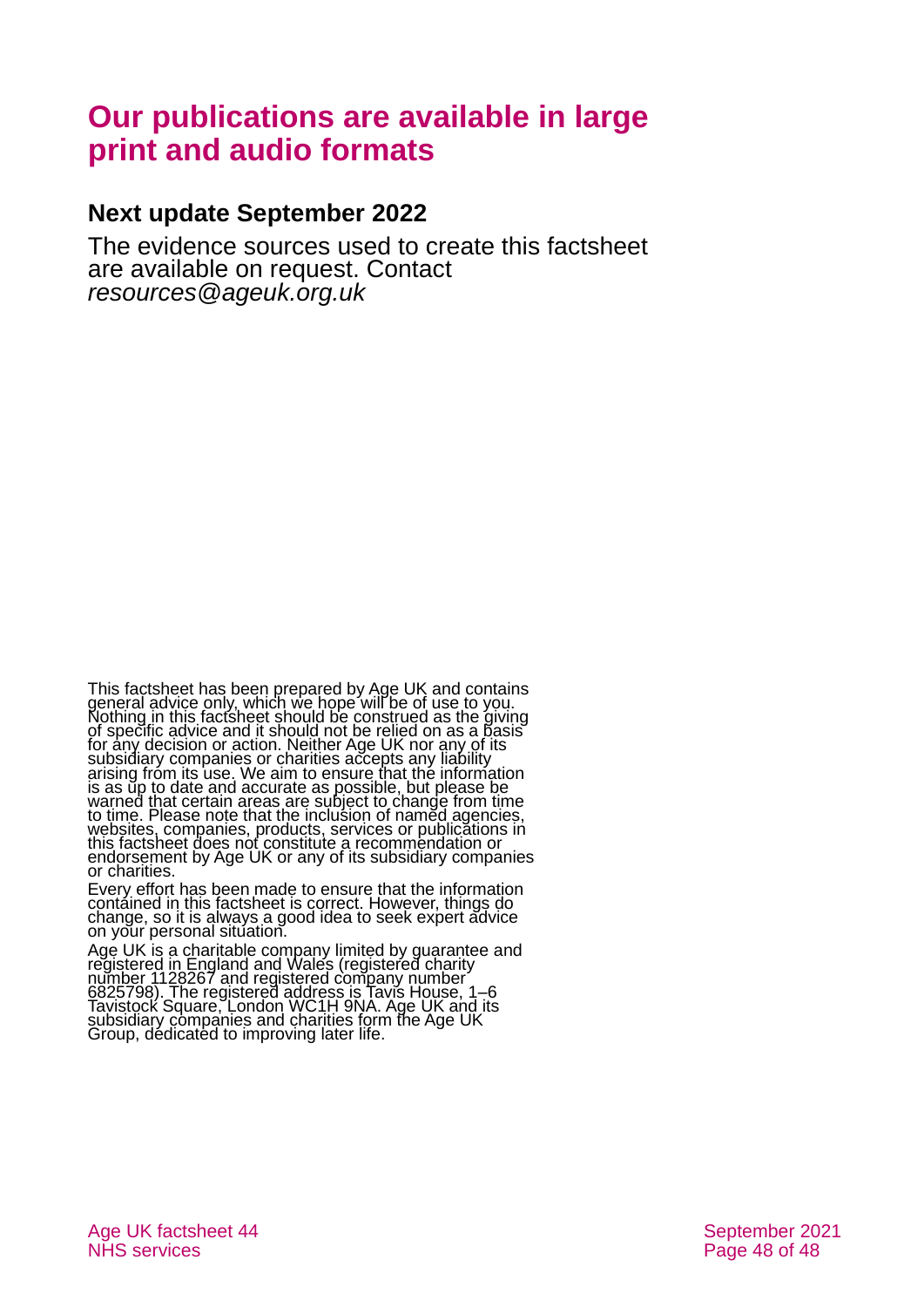## Our publications are available in large print and audio formats

### Next update September 2022

The evidence sources used to create this factsheet are available on request. Contact *resources@ageuk.org.uk*

This factsheet has been prepared by Age UK and contains general advice only, which we hope will be of use to you. Nothing in this factsheet should be construed as the giving of specific advice and it should not be relied on as a basis for any decision or action. Neither Age UK nor any of its subsidiary companies or charities accepts any liability arising from its use. We aim to ensure that the information is as up to date and accurate as possible, but please be warned that certain areas are subject to change from time to time. Please note that the inclusion of named agencies, websites, companies, products, services or publications in this factsheet does not constitute a recommendation or endorsement by Age UK or any of its subsidiary companies or charities.

Every effort has been made to ensure that the information contained in this factsheet is correct. However, things do change, so it is always a good idea to seek expert advice on your personal situation.

Age UK is a charitable company limited by guarantee and registered in England and Wales (registered charity number 1128267 and registered company number 6825798). The registered address is Tavis House, 1–6 Tavistock Square, London WC1H 9NA. Age UK and its subsidiary companies and charities form the Age UK Group, dedicated to improving later life.